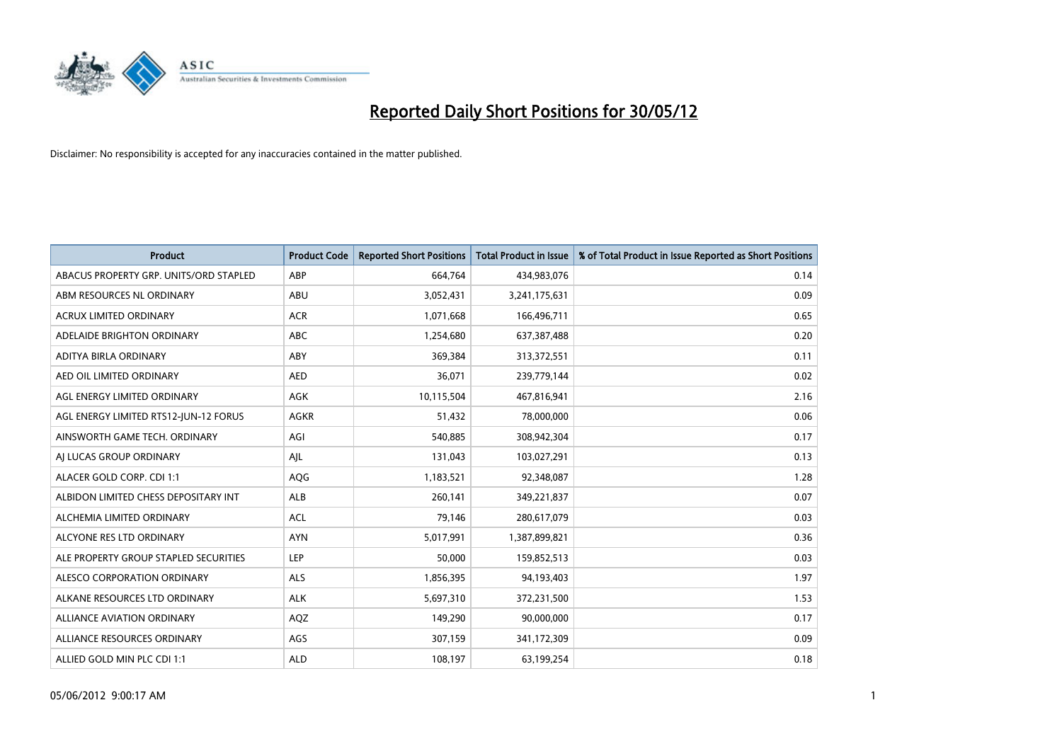# Reported Daily Short Positions for 30/05/12

Disclaimer: No responsibility is accepted for any inaccuracies contained in the matter published.

| Product | Product Code | Reported Short Positions | Total Product in Issue | % of Total Product in Issue Reported as Short Positions |
|---|---|---|---|---|
| ABACUS PROPERTY GRP. UNITS/ORD STAPLED | ABP | 664,764 | 434,983,076 | 0.14 |
| ABM RESOURCES NL ORDINARY | ABU | 3,052,431 | 3,241,175,631 | 0.09 |
| ACRUX LIMITED ORDINARY | ACR | 1,071,668 | 166,496,711 | 0.65 |
| ADELAIDE BRIGHTON ORDINARY | ABC | 1,254,680 | 637,387,488 | 0.20 |
| ADITYA BIRLA ORDINARY | ABY | 369,384 | 313,372,551 | 0.11 |
| AED OIL LIMITED ORDINARY | AED | 36,071 | 239,779,144 | 0.02 |
| AGL ENERGY LIMITED ORDINARY | AGK | 10,115,504 | 467,816,941 | 2.16 |
| AGL ENERGY LIMITED RTS12-JUN-12 FORUS | AGKR | 51,432 | 78,000,000 | 0.06 |
| AINSWORTH GAME TECH. ORDINARY | AGI | 540,885 | 308,942,304 | 0.17 |
| AJ LUCAS GROUP ORDINARY | AJL | 131,043 | 103,027,291 | 0.13 |
| ALACER GOLD CORP. CDI 1:1 | AQG | 1,183,521 | 92,348,087 | 1.28 |
| ALBIDON LIMITED CHESS DEPOSITARY INT | ALB | 260,141 | 349,221,837 | 0.07 |
| ALCHEMIA LIMITED ORDINARY | ACL | 79,146 | 280,617,079 | 0.03 |
| ALCYONE RES LTD ORDINARY | AYN | 5,017,991 | 1,387,899,821 | 0.36 |
| ALE PROPERTY GROUP STAPLED SECURITIES | LEP | 50,000 | 159,852,513 | 0.03 |
| ALESCO CORPORATION ORDINARY | ALS | 1,856,395 | 94,193,403 | 1.97 |
| ALKANE RESOURCES LTD ORDINARY | ALK | 5,697,310 | 372,231,500 | 1.53 |
| ALLIANCE AVIATION ORDINARY | AQZ | 149,290 | 90,000,000 | 0.17 |
| ALLIANCE RESOURCES ORDINARY | AGS | 307,159 | 341,172,309 | 0.09 |
| ALLIED GOLD MIN PLC CDI 1:1 | ALD | 108,197 | 63,199,254 | 0.18 |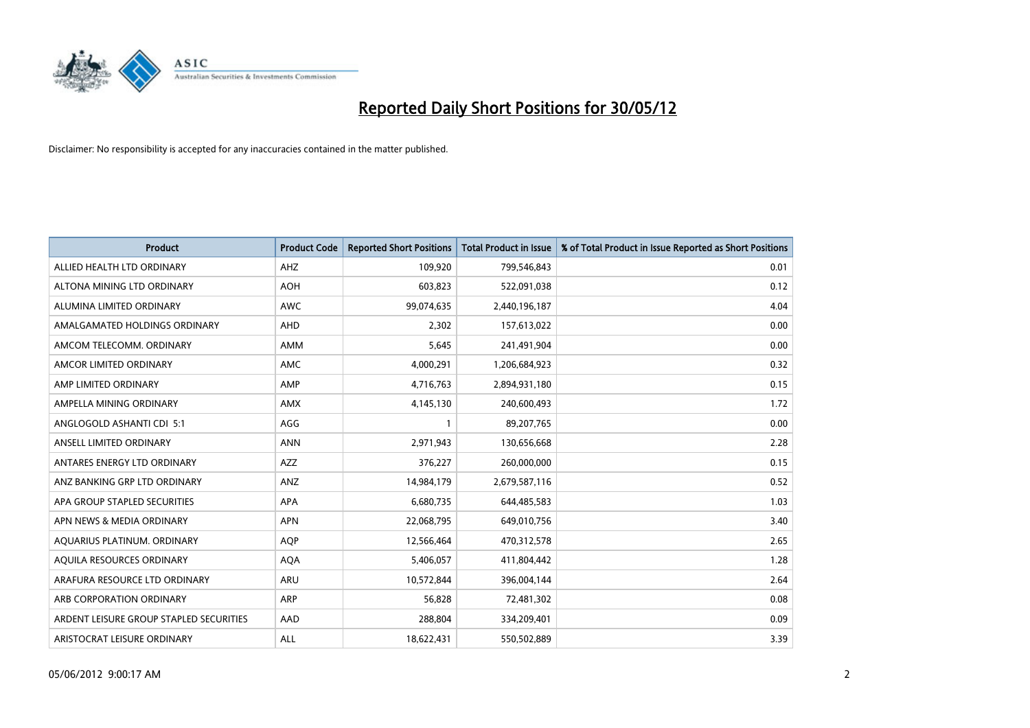# Reported Daily Short Positions for 30/05/12

Disclaimer: No responsibility is accepted for any inaccuracies contained in the matter published.

| Product | Product Code | Reported Short Positions | Total Product in Issue | % of Total Product in Issue Reported as Short Positions |
|---|---|---|---|---|
| ALLIED HEALTH LTD ORDINARY | AHZ | 109,920 | 799,546,843 | 0.01 |
| ALTONA MINING LTD ORDINARY | AOH | 603,823 | 522,091,038 | 0.12 |
| ALUMINA LIMITED ORDINARY | AWC | 99,074,635 | 2,440,196,187 | 4.04 |
| AMALGAMATED HOLDINGS ORDINARY | AHD | 2,302 | 157,613,022 | 0.00 |
| AMCOM TELECOMM. ORDINARY | AMM | 5,645 | 241,491,904 | 0.00 |
| AMCOR LIMITED ORDINARY | AMC | 4,000,291 | 1,206,684,923 | 0.32 |
| AMP LIMITED ORDINARY | AMP | 4,716,763 | 2,894,931,180 | 0.15 |
| AMPELLA MINING ORDINARY | AMX | 4,145,130 | 240,600,493 | 1.72 |
| ANGLOGOLD ASHANTI CDI 5:1 | AGG | 1 | 89,207,765 | 0.00 |
| ANSELL LIMITED ORDINARY | ANN | 2,971,943 | 130,656,668 | 2.28 |
| ANTARES ENERGY LTD ORDINARY | AZZ | 376,227 | 260,000,000 | 0.15 |
| ANZ BANKING GRP LTD ORDINARY | ANZ | 14,984,179 | 2,679,587,116 | 0.52 |
| APA GROUP STAPLED SECURITIES | APA | 6,680,735 | 644,485,583 | 1.03 |
| APN NEWS & MEDIA ORDINARY | APN | 22,068,795 | 649,010,756 | 3.40 |
| AQUARIUS PLATINUM. ORDINARY | AQP | 12,566,464 | 470,312,578 | 2.65 |
| AQUILA RESOURCES ORDINARY | AQA | 5,406,057 | 411,804,442 | 1.28 |
| ARAFURA RESOURCE LTD ORDINARY | ARU | 10,572,844 | 396,004,144 | 2.64 |
| ARB CORPORATION ORDINARY | ARP | 56,828 | 72,481,302 | 0.08 |
| ARDENT LEISURE GROUP STAPLED SECURITIES | AAD | 288,804 | 334,209,401 | 0.09 |
| ARISTOCRAT LEISURE ORDINARY | ALL | 18,622,431 | 550,502,889 | 3.39 |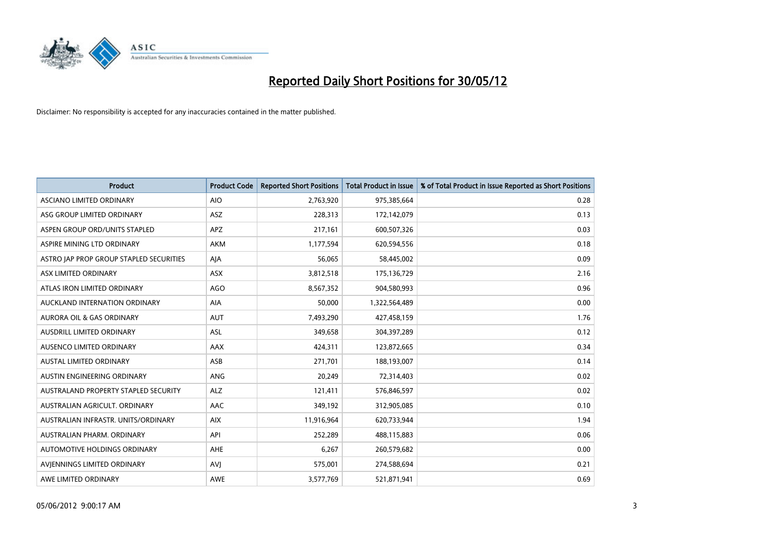# Reported Daily Short Positions for 30/05/12

Disclaimer: No responsibility is accepted for any inaccuracies contained in the matter published.

| Product | Product Code | Reported Short Positions | Total Product in Issue | % of Total Product in Issue Reported as Short Positions |
|---|---|---|---|---|
| ASCIANO LIMITED ORDINARY | AIO | 2,763,920 | 975,385,664 | 0.28 |
| ASG GROUP LIMITED ORDINARY | ASZ | 228,313 | 172,142,079 | 0.13 |
| ASPEN GROUP ORD/UNITS STAPLED | APZ | 217,161 | 600,507,326 | 0.03 |
| ASPIRE MINING LTD ORDINARY | AKM | 1,177,594 | 620,594,556 | 0.18 |
| ASTRO JAP PROP GROUP STAPLED SECURITIES | AJA | 56,065 | 58,445,002 | 0.09 |
| ASX LIMITED ORDINARY | ASX | 3,812,518 | 175,136,729 | 2.16 |
| ATLAS IRON LIMITED ORDINARY | AGO | 8,567,352 | 904,580,993 | 0.96 |
| AUCKLAND INTERNATION ORDINARY | AIA | 50,000 | 1,322,564,489 | 0.00 |
| AURORA OIL & GAS ORDINARY | AUT | 7,493,290 | 427,458,159 | 1.76 |
| AUSDRILL LIMITED ORDINARY | ASL | 349,658 | 304,397,289 | 0.12 |
| AUSENCO LIMITED ORDINARY | AAX | 424,311 | 123,872,665 | 0.34 |
| AUSTAL LIMITED ORDINARY | ASB | 271,701 | 188,193,007 | 0.14 |
| AUSTIN ENGINEERING ORDINARY | ANG | 20,249 | 72,314,403 | 0.02 |
| AUSTRALAND PROPERTY STAPLED SECURITY | ALZ | 121,411 | 576,846,597 | 0.02 |
| AUSTRALIAN AGRICULT. ORDINARY | AAC | 349,192 | 312,905,085 | 0.10 |
| AUSTRALIAN INFRASTR. UNITS/ORDINARY | AIX | 11,916,964 | 620,733,944 | 1.94 |
| AUSTRALIAN PHARM. ORDINARY | API | 252,289 | 488,115,883 | 0.06 |
| AUTOMOTIVE HOLDINGS ORDINARY | AHE | 6,267 | 260,579,682 | 0.00 |
| AVJENNINGS LIMITED ORDINARY | AVJ | 575,001 | 274,588,694 | 0.21 |
| AWE LIMITED ORDINARY | AWE | 3,577,769 | 521,871,941 | 0.69 |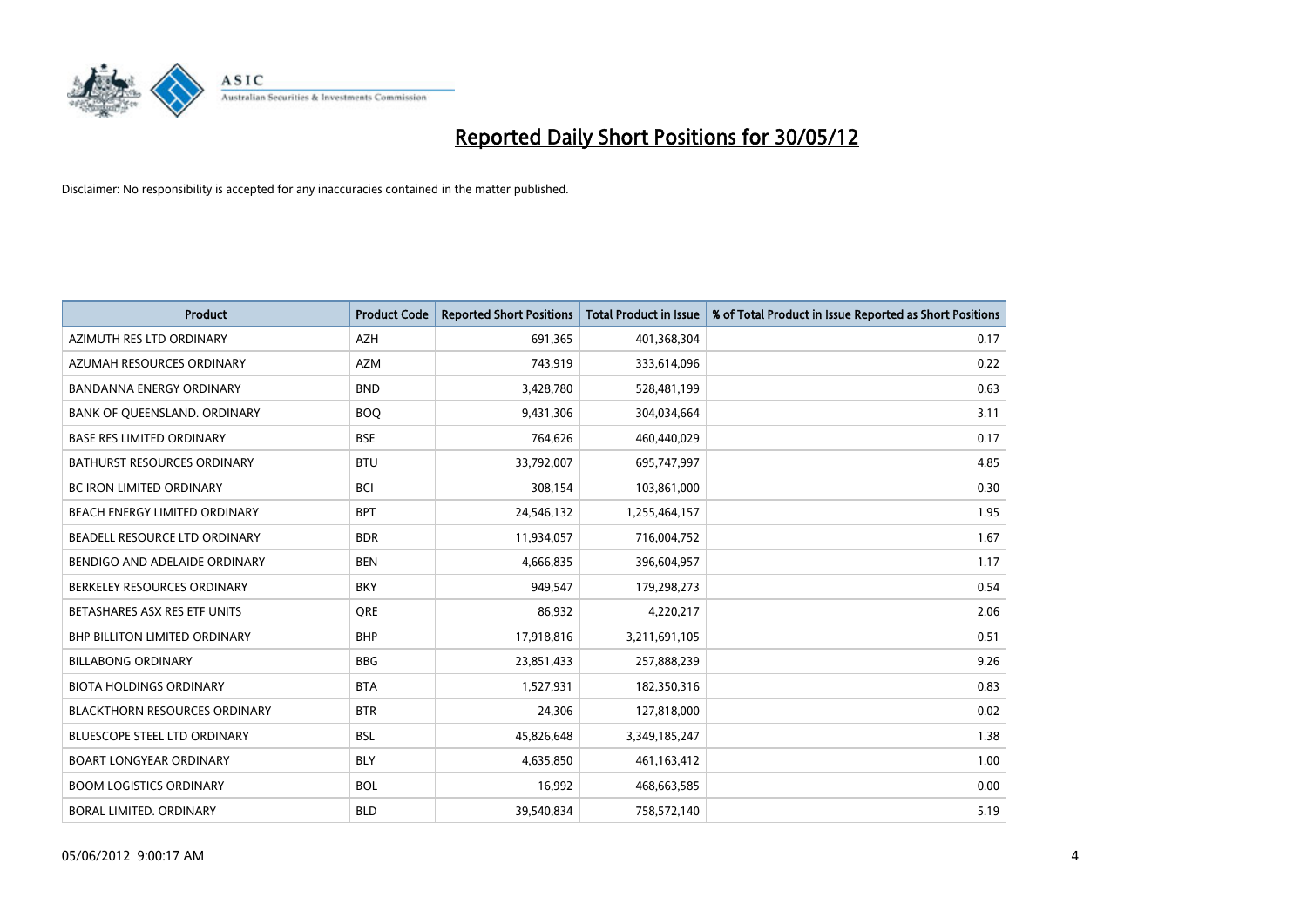# Reported Daily Short Positions for 30/05/12

Disclaimer: No responsibility is accepted for any inaccuracies contained in the matter published.

| Product | Product Code | Reported Short Positions | Total Product in Issue | % of Total Product in Issue Reported as Short Positions |
|---|---|---|---|---|
| AZIMUTH RES LTD ORDINARY | AZH | 691,365 | 401,368,304 | 0.17 |
| AZUMAH RESOURCES ORDINARY | AZM | 743,919 | 333,614,096 | 0.22 |
| BANDANNA ENERGY ORDINARY | BND | 3,428,780 | 528,481,199 | 0.63 |
| BANK OF QUEENSLAND. ORDINARY | BOQ | 9,431,306 | 304,034,664 | 3.11 |
| BASE RES LIMITED ORDINARY | BSE | 764,626 | 460,440,029 | 0.17 |
| BATHURST RESOURCES ORDINARY | BTU | 33,792,007 | 695,747,997 | 4.85 |
| BC IRON LIMITED ORDINARY | BCI | 308,154 | 103,861,000 | 0.30 |
| BEACH ENERGY LIMITED ORDINARY | BPT | 24,546,132 | 1,255,464,157 | 1.95 |
| BEADELL RESOURCE LTD ORDINARY | BDR | 11,934,057 | 716,004,752 | 1.67 |
| BENDIGO AND ADELAIDE ORDINARY | BEN | 4,666,835 | 396,604,957 | 1.17 |
| BERKELEY RESOURCES ORDINARY | BKY | 949,547 | 179,298,273 | 0.54 |
| BETASHARES ASX RES ETF UNITS | QRE | 86,932 | 4,220,217 | 2.06 |
| BHP BILLITON LIMITED ORDINARY | BHP | 17,918,816 | 3,211,691,105 | 0.51 |
| BILLABONG ORDINARY | BBG | 23,851,433 | 257,888,239 | 9.26 |
| BIOTA HOLDINGS ORDINARY | BTA | 1,527,931 | 182,350,316 | 0.83 |
| BLACKTHORN RESOURCES ORDINARY | BTR | 24,306 | 127,818,000 | 0.02 |
| BLUESCOPE STEEL LTD ORDINARY | BSL | 45,826,648 | 3,349,185,247 | 1.38 |
| BOART LONGYEAR ORDINARY | BLY | 4,635,850 | 461,163,412 | 1.00 |
| BOOM LOGISTICS ORDINARY | BOL | 16,992 | 468,663,585 | 0.00 |
| BORAL LIMITED. ORDINARY | BLD | 39,540,834 | 758,572,140 | 5.19 |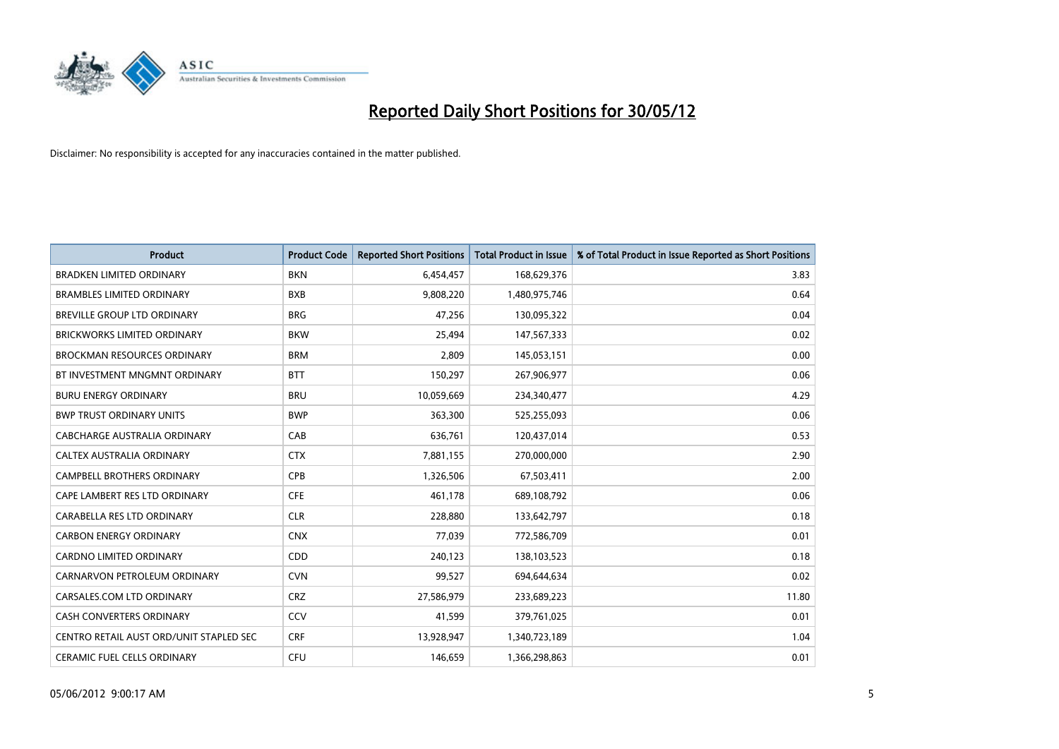# Reported Daily Short Positions for 30/05/12

Disclaimer: No responsibility is accepted for any inaccuracies contained in the matter published.

| Product | Product Code | Reported Short Positions | Total Product in Issue | % of Total Product in Issue Reported as Short Positions |
|---|---|---|---|---|
| BRADKEN LIMITED ORDINARY | BKN | 6,454,457 | 168,629,376 | 3.83 |
| BRAMBLES LIMITED ORDINARY | BXB | 9,808,220 | 1,480,975,746 | 0.64 |
| BREVILLE GROUP LTD ORDINARY | BRG | 47,256 | 130,095,322 | 0.04 |
| BRICKWORKS LIMITED ORDINARY | BKW | 25,494 | 147,567,333 | 0.02 |
| BROCKMAN RESOURCES ORDINARY | BRM | 2,809 | 145,053,151 | 0.00 |
| BT INVESTMENT MNGMNT ORDINARY | BTT | 150,297 | 267,906,977 | 0.06 |
| BURU ENERGY ORDINARY | BRU | 10,059,669 | 234,340,477 | 4.29 |
| BWP TRUST ORDINARY UNITS | BWP | 363,300 | 525,255,093 | 0.06 |
| CABCHARGE AUSTRALIA ORDINARY | CAB | 636,761 | 120,437,014 | 0.53 |
| CALTEX AUSTRALIA ORDINARY | CTX | 7,881,155 | 270,000,000 | 2.90 |
| CAMPBELL BROTHERS ORDINARY | CPB | 1,326,506 | 67,503,411 | 2.00 |
| CAPE LAMBERT RES LTD ORDINARY | CFE | 461,178 | 689,108,792 | 0.06 |
| CARABELLA RES LTD ORDINARY | CLR | 228,880 | 133,642,797 | 0.18 |
| CARBON ENERGY ORDINARY | CNX | 77,039 | 772,586,709 | 0.01 |
| CARDNO LIMITED ORDINARY | CDD | 240,123 | 138,103,523 | 0.18 |
| CARNARVON PETROLEUM ORDINARY | CVN | 99,527 | 694,644,634 | 0.02 |
| CARSALES.COM LTD ORDINARY | CRZ | 27,586,979 | 233,689,223 | 11.80 |
| CASH CONVERTERS ORDINARY | CCV | 41,599 | 379,761,025 | 0.01 |
| CENTRO RETAIL AUST ORD/UNIT STAPLED SEC | CRF | 13,928,947 | 1,340,723,189 | 1.04 |
| CERAMIC FUEL CELLS ORDINARY | CFU | 146,659 | 1,366,298,863 | 0.01 |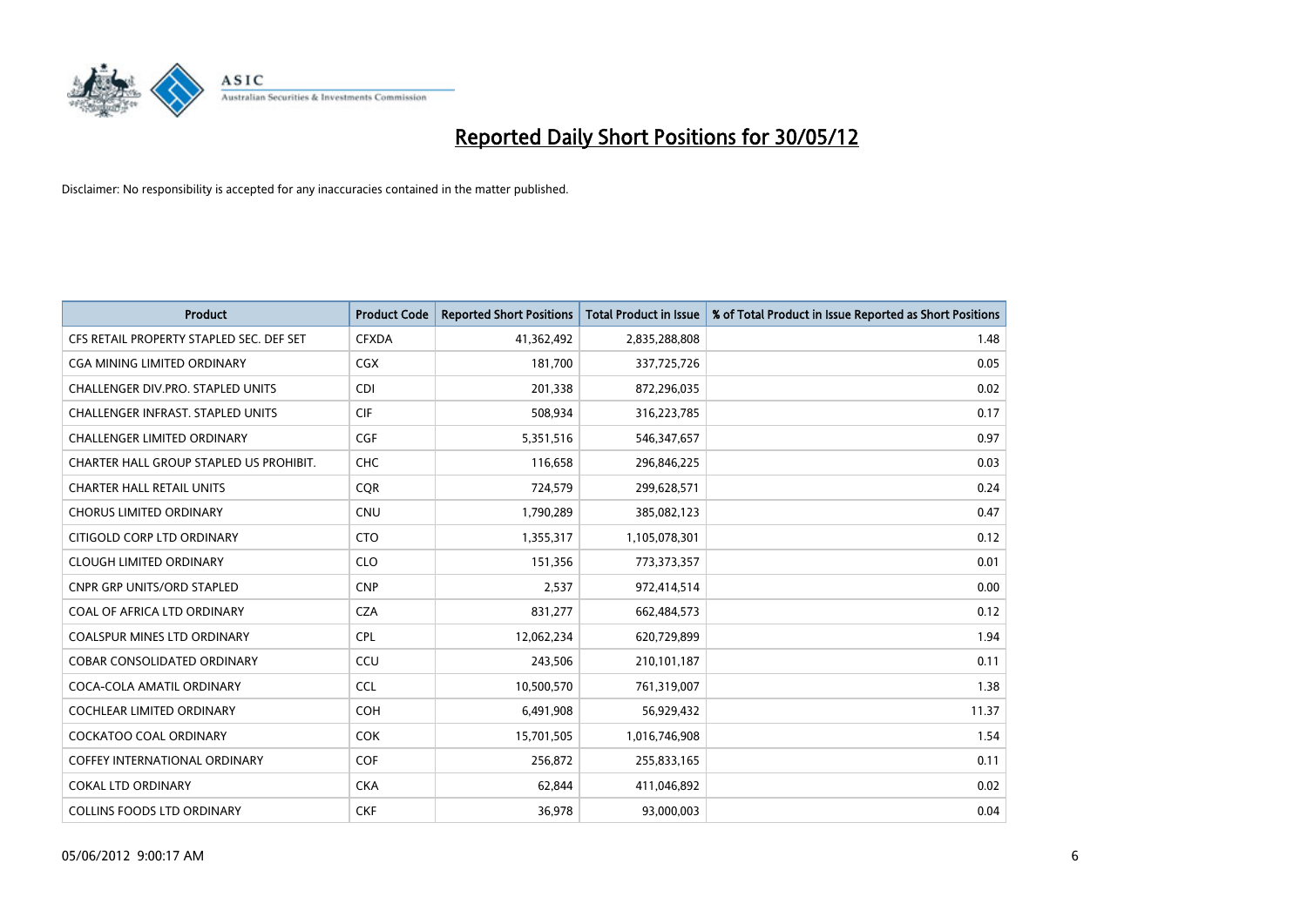# Reported Daily Short Positions for 30/05/12

Disclaimer: No responsibility is accepted for any inaccuracies contained in the matter published.

| Product | Product Code | Reported Short Positions | Total Product in Issue | % of Total Product in Issue Reported as Short Positions |
|---|---|---|---|---|
| CFS RETAIL PROPERTY STAPLED SEC. DEF SET | CFXDA | 41,362,492 | 2,835,288,808 | 1.48 |
| CGA MINING LIMITED ORDINARY | CGX | 181,700 | 337,725,726 | 0.05 |
| CHALLENGER DIV.PRO. STAPLED UNITS | CDI | 201,338 | 872,296,035 | 0.02 |
| CHALLENGER INFRAST. STAPLED UNITS | CIF | 508,934 | 316,223,785 | 0.17 |
| CHALLENGER LIMITED ORDINARY | CGF | 5,351,516 | 546,347,657 | 0.97 |
| CHARTER HALL GROUP STAPLED US PROHIBIT. | CHC | 116,658 | 296,846,225 | 0.03 |
| CHARTER HALL RETAIL UNITS | CQR | 724,579 | 299,628,571 | 0.24 |
| CHORUS LIMITED ORDINARY | CNU | 1,790,289 | 385,082,123 | 0.47 |
| CITIGOLD CORP LTD ORDINARY | CTO | 1,355,317 | 1,105,078,301 | 0.12 |
| CLOUGH LIMITED ORDINARY | CLO | 151,356 | 773,373,357 | 0.01 |
| CNPR GRP UNITS/ORD STAPLED | CNP | 2,537 | 972,414,514 | 0.00 |
| COAL OF AFRICA LTD ORDINARY | CZA | 831,277 | 662,484,573 | 0.12 |
| COALSPUR MINES LTD ORDINARY | CPL | 12,062,234 | 620,729,899 | 1.94 |
| COBAR CONSOLIDATED ORDINARY | CCU | 243,506 | 210,101,187 | 0.11 |
| COCA-COLA AMATIL ORDINARY | CCL | 10,500,570 | 761,319,007 | 1.38 |
| COCHLEAR LIMITED ORDINARY | COH | 6,491,908 | 56,929,432 | 11.37 |
| COCKATOO COAL ORDINARY | COK | 15,701,505 | 1,016,746,908 | 1.54 |
| COFFEY INTERNATIONAL ORDINARY | COF | 256,872 | 255,833,165 | 0.11 |
| COKAL LTD ORDINARY | CKA | 62,844 | 411,046,892 | 0.02 |
| COLLINS FOODS LTD ORDINARY | CKF | 36,978 | 93,000,003 | 0.04 |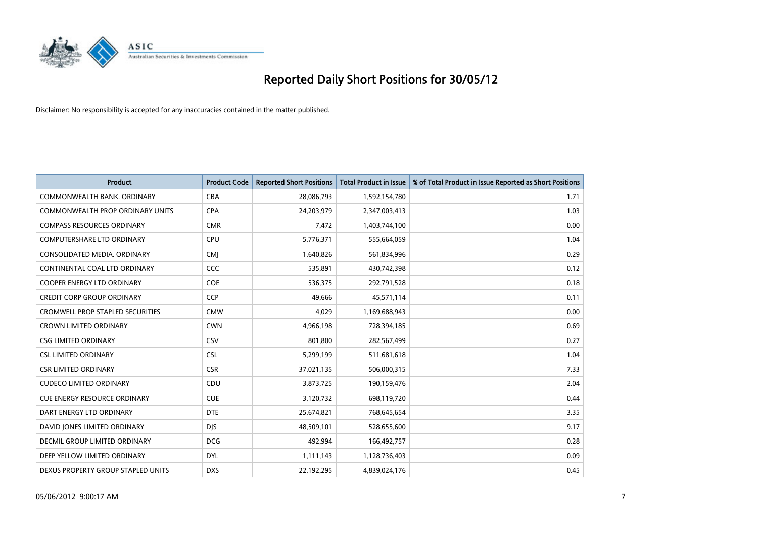# Reported Daily Short Positions for 30/05/12

Disclaimer: No responsibility is accepted for any inaccuracies contained in the matter published.

| Product | Product Code | Reported Short Positions | Total Product in Issue | % of Total Product in Issue Reported as Short Positions |
|---|---|---|---|---|
| COMMONWEALTH BANK. ORDINARY | CBA | 28,086,793 | 1,592,154,780 | 1.71 |
| COMMONWEALTH PROP ORDINARY UNITS | CPA | 24,203,979 | 2,347,003,413 | 1.03 |
| COMPASS RESOURCES ORDINARY | CMR | 7,472 | 1,403,744,100 | 0.00 |
| COMPUTERSHARE LTD ORDINARY | CPU | 5,776,371 | 555,664,059 | 1.04 |
| CONSOLIDATED MEDIA. ORDINARY | CMJ | 1,640,826 | 561,834,996 | 0.29 |
| CONTINENTAL COAL LTD ORDINARY | CCC | 535,891 | 430,742,398 | 0.12 |
| COOPER ENERGY LTD ORDINARY | COE | 536,375 | 292,791,528 | 0.18 |
| CREDIT CORP GROUP ORDINARY | CCP | 49,666 | 45,571,114 | 0.11 |
| CROMWELL PROP STAPLED SECURITIES | CMW | 4,029 | 1,169,688,943 | 0.00 |
| CROWN LIMITED ORDINARY | CWN | 4,966,198 | 728,394,185 | 0.69 |
| CSG LIMITED ORDINARY | CSV | 801,800 | 282,567,499 | 0.27 |
| CSL LIMITED ORDINARY | CSL | 5,299,199 | 511,681,618 | 1.04 |
| CSR LIMITED ORDINARY | CSR | 37,021,135 | 506,000,315 | 7.33 |
| CUDECO LIMITED ORDINARY | CDU | 3,873,725 | 190,159,476 | 2.04 |
| CUE ENERGY RESOURCE ORDINARY | CUE | 3,120,732 | 698,119,720 | 0.44 |
| DART ENERGY LTD ORDINARY | DTE | 25,674,821 | 768,645,654 | 3.35 |
| DAVID JONES LIMITED ORDINARY | DJS | 48,509,101 | 528,655,600 | 9.17 |
| DECMIL GROUP LIMITED ORDINARY | DCG | 492,994 | 166,492,757 | 0.28 |
| DEEP YELLOW LIMITED ORDINARY | DYL | 1,111,143 | 1,128,736,403 | 0.09 |
| DEXUS PROPERTY GROUP STAPLED UNITS | DXS | 22,192,295 | 4,839,024,176 | 0.45 |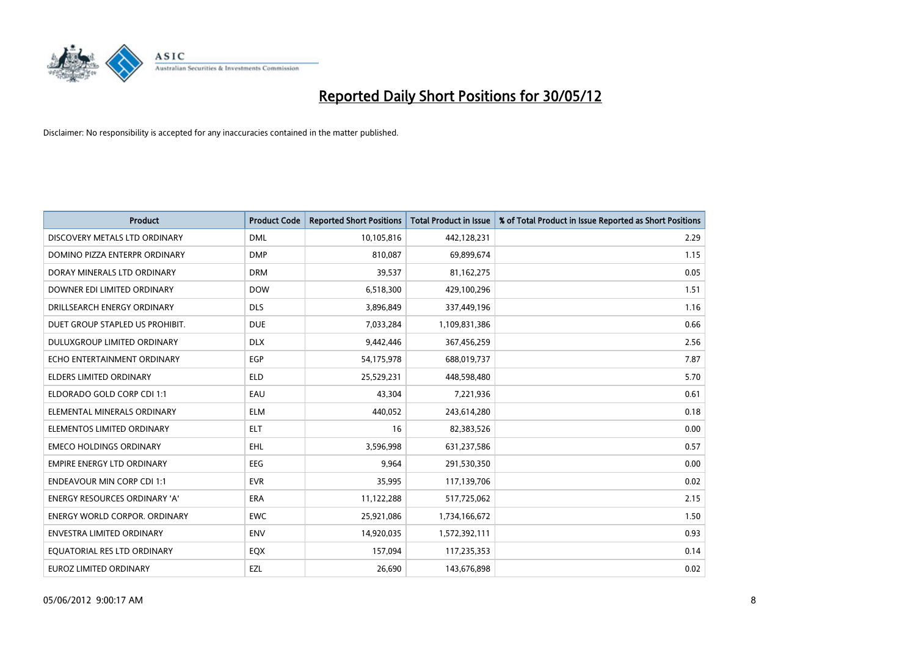# Reported Daily Short Positions for 30/05/12

Disclaimer: No responsibility is accepted for any inaccuracies contained in the matter published.

| Product | Product Code | Reported Short Positions | Total Product in Issue | % of Total Product in Issue Reported as Short Positions |
|---|---|---|---|---|
| DISCOVERY METALS LTD ORDINARY | DML | 10,105,816 | 442,128,231 | 2.29 |
| DOMINO PIZZA ENTERPR ORDINARY | DMP | 810,087 | 69,899,674 | 1.15 |
| DORAY MINERALS LTD ORDINARY | DRM | 39,537 | 81,162,275 | 0.05 |
| DOWNER EDI LIMITED ORDINARY | DOW | 6,518,300 | 429,100,296 | 1.51 |
| DRILLSEARCH ENERGY ORDINARY | DLS | 3,896,849 | 337,449,196 | 1.16 |
| DUET GROUP STAPLED US PROHIBIT. | DUE | 7,033,284 | 1,109,831,386 | 0.66 |
| DULUXGROUP LIMITED ORDINARY | DLX | 9,442,446 | 367,456,259 | 2.56 |
| ECHO ENTERTAINMENT ORDINARY | EGP | 54,175,978 | 688,019,737 | 7.87 |
| ELDERS LIMITED ORDINARY | ELD | 25,529,231 | 448,598,480 | 5.70 |
| ELDORADO GOLD CORP CDI 1:1 | EAU | 43,304 | 7,221,936 | 0.61 |
| ELEMENTAL MINERALS ORDINARY | ELM | 440,052 | 243,614,280 | 0.18 |
| ELEMENTOS LIMITED ORDINARY | ELT | 16 | 82,383,526 | 0.00 |
| EMECO HOLDINGS ORDINARY | EHL | 3,596,998 | 631,237,586 | 0.57 |
| EMPIRE ENERGY LTD ORDINARY | EEG | 9,964 | 291,530,350 | 0.00 |
| ENDEAVOUR MIN CORP CDI 1:1 | EVR | 35,995 | 117,139,706 | 0.02 |
| ENERGY RESOURCES ORDINARY 'A' | ERA | 11,122,288 | 517,725,062 | 2.15 |
| ENERGY WORLD CORPOR. ORDINARY | EWC | 25,921,086 | 1,734,166,672 | 1.50 |
| ENVESTRA LIMITED ORDINARY | ENV | 14,920,035 | 1,572,392,111 | 0.93 |
| EQUATORIAL RES LTD ORDINARY | EQX | 157,094 | 117,235,353 | 0.14 |
| EUROZ LIMITED ORDINARY | EZL | 26,690 | 143,676,898 | 0.02 |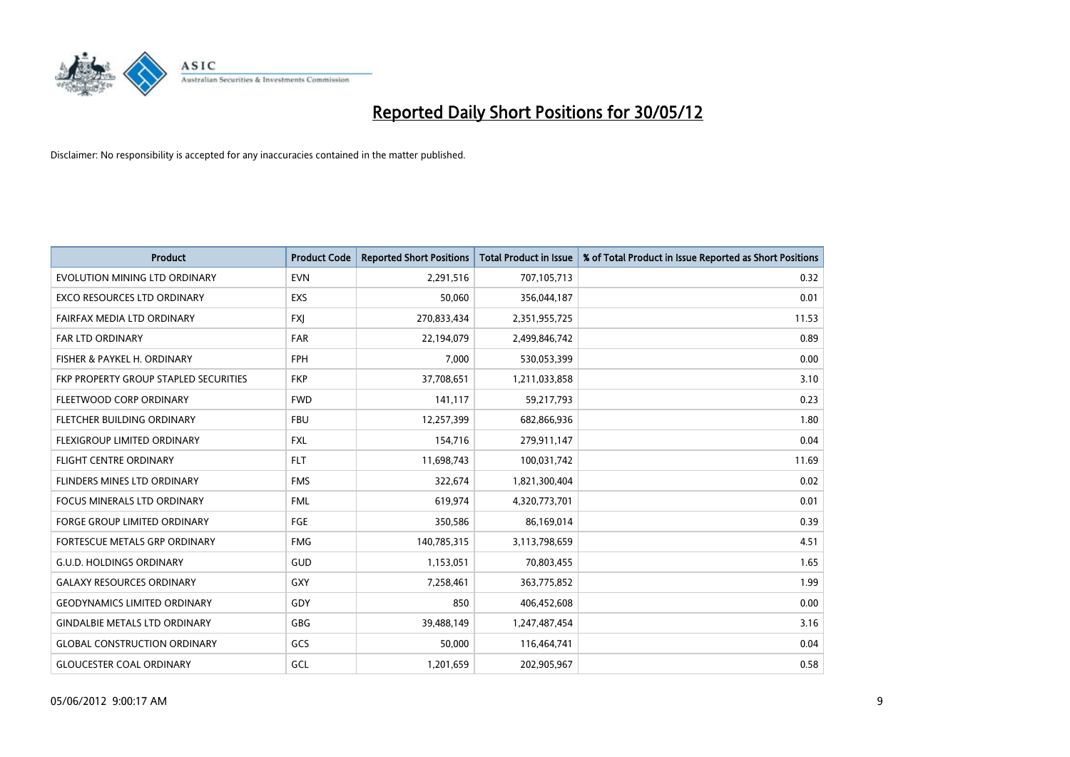# Reported Daily Short Positions for 30/05/12

Disclaimer: No responsibility is accepted for any inaccuracies contained in the matter published.

| Product | Product Code | Reported Short Positions | Total Product in Issue | % of Total Product in Issue Reported as Short Positions |
|---|---|---|---|---|
| EVOLUTION MINING LTD ORDINARY | EVN | 2,291,516 | 707,105,713 | 0.32 |
| EXCO RESOURCES LTD ORDINARY | EXS | 50,060 | 356,044,187 | 0.01 |
| FAIRFAX MEDIA LTD ORDINARY | FXJ | 270,833,434 | 2,351,955,725 | 11.53 |
| FAR LTD ORDINARY | FAR | 22,194,079 | 2,499,846,742 | 0.89 |
| FISHER & PAYKEL H. ORDINARY | FPH | 7,000 | 530,053,399 | 0.00 |
| FKP PROPERTY GROUP STAPLED SECURITIES | FKP | 37,708,651 | 1,211,033,858 | 3.10 |
| FLEETWOOD CORP ORDINARY | FWD | 141,117 | 59,217,793 | 0.23 |
| FLETCHER BUILDING ORDINARY | FBU | 12,257,399 | 682,866,936 | 1.80 |
| FLEXIGROUP LIMITED ORDINARY | FXL | 154,716 | 279,911,147 | 0.04 |
| FLIGHT CENTRE ORDINARY | FLT | 11,698,743 | 100,031,742 | 11.69 |
| FLINDERS MINES LTD ORDINARY | FMS | 322,674 | 1,821,300,404 | 0.02 |
| FOCUS MINERALS LTD ORDINARY | FML | 619,974 | 4,320,773,701 | 0.01 |
| FORGE GROUP LIMITED ORDINARY | FGE | 350,586 | 86,169,014 | 0.39 |
| FORTESCUE METALS GRP ORDINARY | FMG | 140,785,315 | 3,113,798,659 | 4.51 |
| G.U.D. HOLDINGS ORDINARY | GUD | 1,153,051 | 70,803,455 | 1.65 |
| GALAXY RESOURCES ORDINARY | GXY | 7,258,461 | 363,775,852 | 1.99 |
| GEODYNAMICS LIMITED ORDINARY | GDY | 850 | 406,452,608 | 0.00 |
| GINDALBIE METALS LTD ORDINARY | GBG | 39,488,149 | 1,247,487,454 | 3.16 |
| GLOBAL CONSTRUCTION ORDINARY | GCS | 50,000 | 116,464,741 | 0.04 |
| GLOUCESTER COAL ORDINARY | GCL | 1,201,659 | 202,905,967 | 0.58 |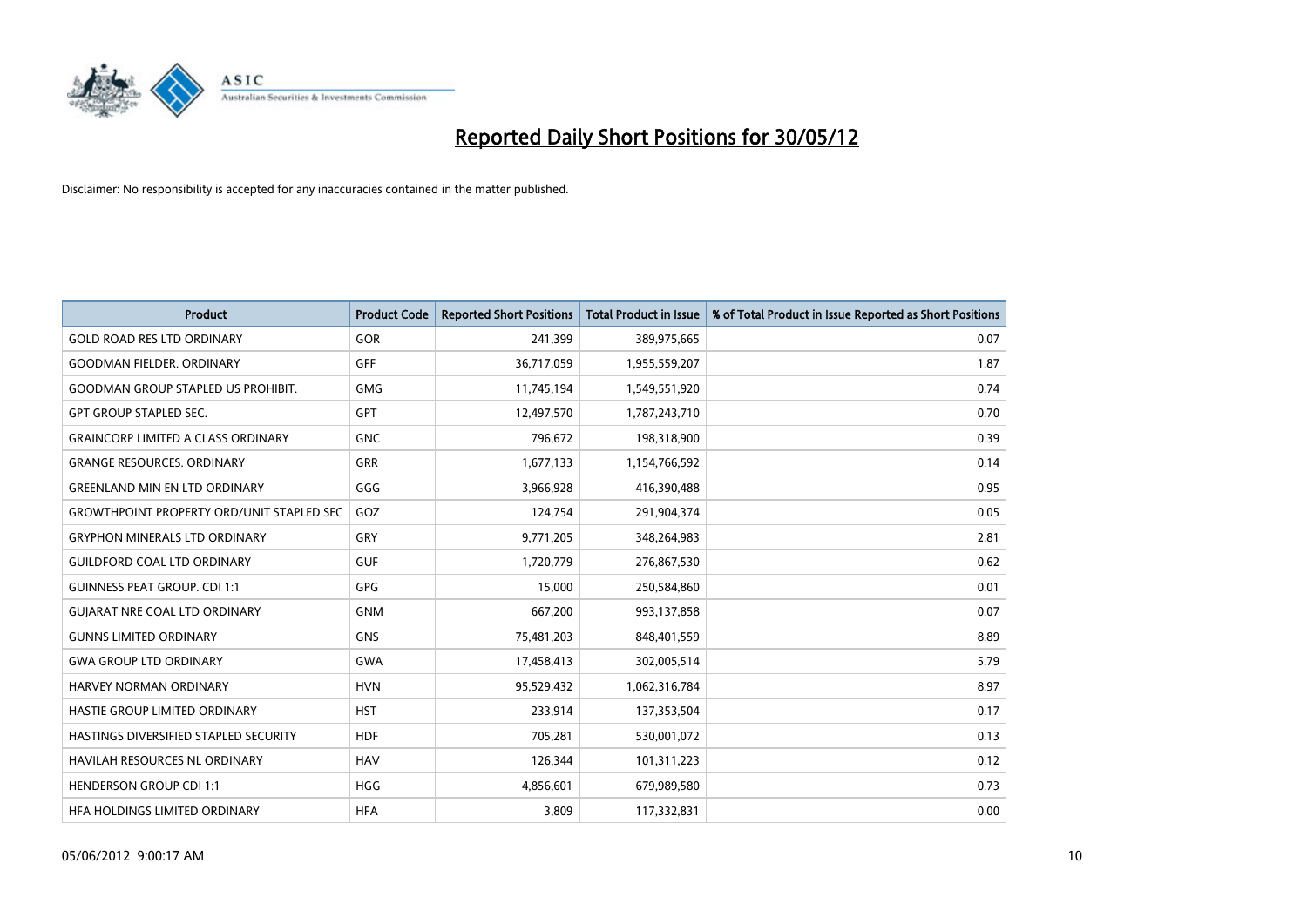# Reported Daily Short Positions for 30/05/12

Disclaimer: No responsibility is accepted for any inaccuracies contained in the matter published.

| Product | Product Code | Reported Short Positions | Total Product in Issue | % of Total Product in Issue Reported as Short Positions |
|---|---|---|---|---|
| GOLD ROAD RES LTD ORDINARY | GOR | 241,399 | 389,975,665 | 0.07 |
| GOODMAN FIELDER. ORDINARY | GFF | 36,717,059 | 1,955,559,207 | 1.87 |
| GOODMAN GROUP STAPLED US PROHIBIT. | GMG | 11,745,194 | 1,549,551,920 | 0.74 |
| GPT GROUP STAPLED SEC. | GPT | 12,497,570 | 1,787,243,710 | 0.70 |
| GRAINCORP LIMITED A CLASS ORDINARY | GNC | 796,672 | 198,318,900 | 0.39 |
| GRANGE RESOURCES. ORDINARY | GRR | 1,677,133 | 1,154,766,592 | 0.14 |
| GREENLAND MIN EN LTD ORDINARY | GGG | 3,966,928 | 416,390,488 | 0.95 |
| GROWTHPOINT PROPERTY ORD/UNIT STAPLED SEC | GOZ | 124,754 | 291,904,374 | 0.05 |
| GRYPHON MINERALS LTD ORDINARY | GRY | 9,771,205 | 348,264,983 | 2.81 |
| GUILDFORD COAL LTD ORDINARY | GUF | 1,720,779 | 276,867,530 | 0.62 |
| GUINNESS PEAT GROUP. CDI 1:1 | GPG | 15,000 | 250,584,860 | 0.01 |
| GUJARAT NRE COAL LTD ORDINARY | GNM | 667,200 | 993,137,858 | 0.07 |
| GUNNS LIMITED ORDINARY | GNS | 75,481,203 | 848,401,559 | 8.89 |
| GWA GROUP LTD ORDINARY | GWA | 17,458,413 | 302,005,514 | 5.79 |
| HARVEY NORMAN ORDINARY | HVN | 95,529,432 | 1,062,316,784 | 8.97 |
| HASTIE GROUP LIMITED ORDINARY | HST | 233,914 | 137,353,504 | 0.17 |
| HASTINGS DIVERSIFIED STAPLED SECURITY | HDF | 705,281 | 530,001,072 | 0.13 |
| HAVILAH RESOURCES NL ORDINARY | HAV | 126,344 | 101,311,223 | 0.12 |
| HENDERSON GROUP CDI 1:1 | HGG | 4,856,601 | 679,989,580 | 0.73 |
| HFA HOLDINGS LIMITED ORDINARY | HFA | 3,809 | 117,332,831 | 0.00 |

05/06/2012 9:00:17 AM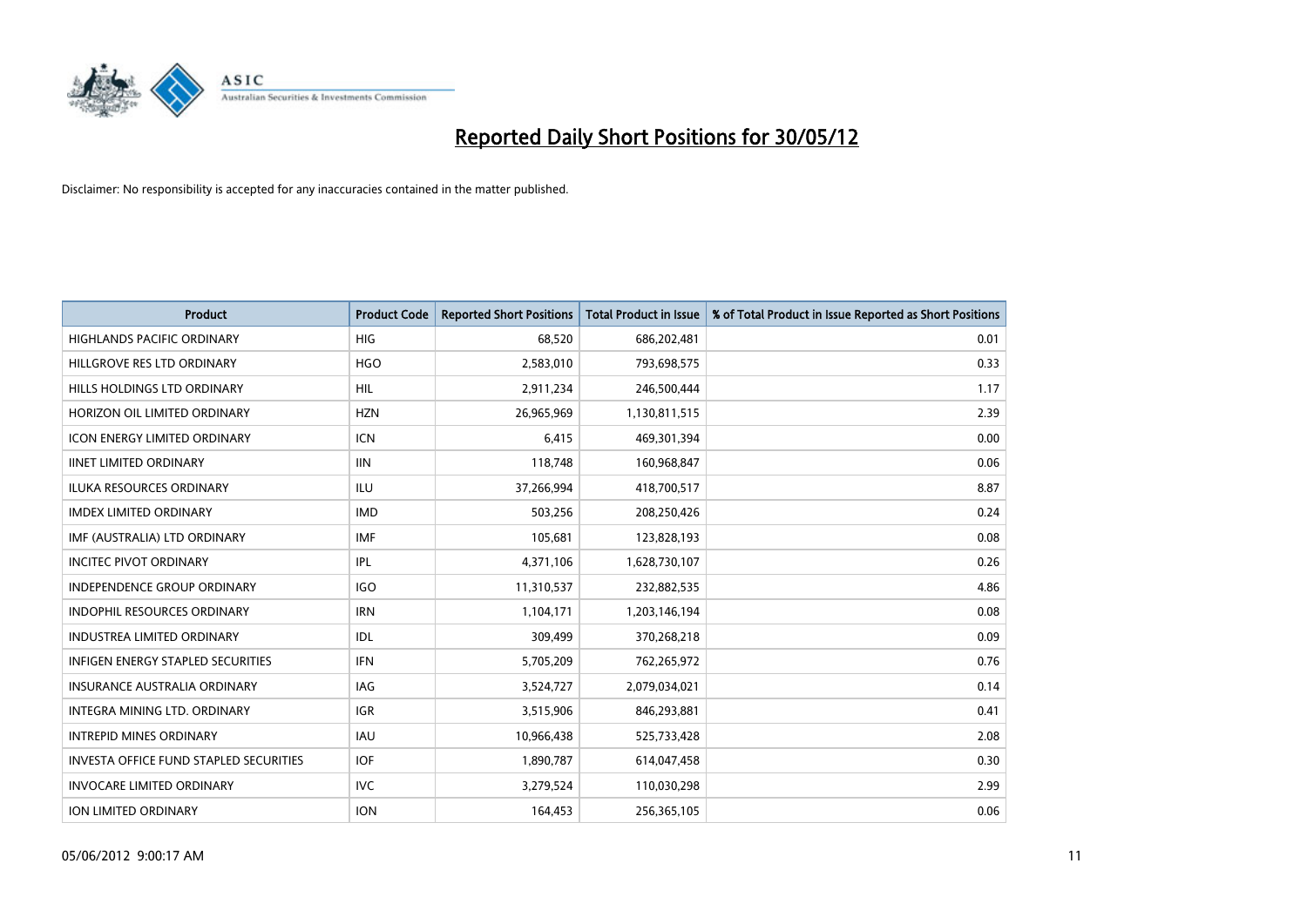# Reported Daily Short Positions for 30/05/12

Disclaimer: No responsibility is accepted for any inaccuracies contained in the matter published.

| Product | Product Code | Reported Short Positions | Total Product in Issue | % of Total Product in Issue Reported as Short Positions |
|---|---|---|---|---|
| HIGHLANDS PACIFIC ORDINARY | HIG | 68,520 | 686,202,481 | 0.01 |
| HILLGROVE RES LTD ORDINARY | HGO | 2,583,010 | 793,698,575 | 0.33 |
| HILLS HOLDINGS LTD ORDINARY | HIL | 2,911,234 | 246,500,444 | 1.17 |
| HORIZON OIL LIMITED ORDINARY | HZN | 26,965,969 | 1,130,811,515 | 2.39 |
| ICON ENERGY LIMITED ORDINARY | ICN | 6,415 | 469,301,394 | 0.00 |
| IINET LIMITED ORDINARY | IIN | 118,748 | 160,968,847 | 0.06 |
| ILUKA RESOURCES ORDINARY | ILU | 37,266,994 | 418,700,517 | 8.87 |
| IMDEX LIMITED ORDINARY | IMD | 503,256 | 208,250,426 | 0.24 |
| IMF (AUSTRALIA) LTD ORDINARY | IMF | 105,681 | 123,828,193 | 0.08 |
| INCITEC PIVOT ORDINARY | IPL | 4,371,106 | 1,628,730,107 | 0.26 |
| INDEPENDENCE GROUP ORDINARY | IGO | 11,310,537 | 232,882,535 | 4.86 |
| INDOPHIL RESOURCES ORDINARY | IRN | 1,104,171 | 1,203,146,194 | 0.08 |
| INDUSTREA LIMITED ORDINARY | IDL | 309,499 | 370,268,218 | 0.09 |
| INFIGEN ENERGY STAPLED SECURITIES | IFN | 5,705,209 | 762,265,972 | 0.76 |
| INSURANCE AUSTRALIA ORDINARY | IAG | 3,524,727 | 2,079,034,021 | 0.14 |
| INTEGRA MINING LTD. ORDINARY | IGR | 3,515,906 | 846,293,881 | 0.41 |
| INTREPID MINES ORDINARY | IAU | 10,966,438 | 525,733,428 | 2.08 |
| INVESTA OFFICE FUND STAPLED SECURITIES | IOF | 1,890,787 | 614,047,458 | 0.30 |
| INVOCARE LIMITED ORDINARY | IVC | 3,279,524 | 110,030,298 | 2.99 |
| ION LIMITED ORDINARY | ION | 164,453 | 256,365,105 | 0.06 |

05/06/2012 9:00:17 AM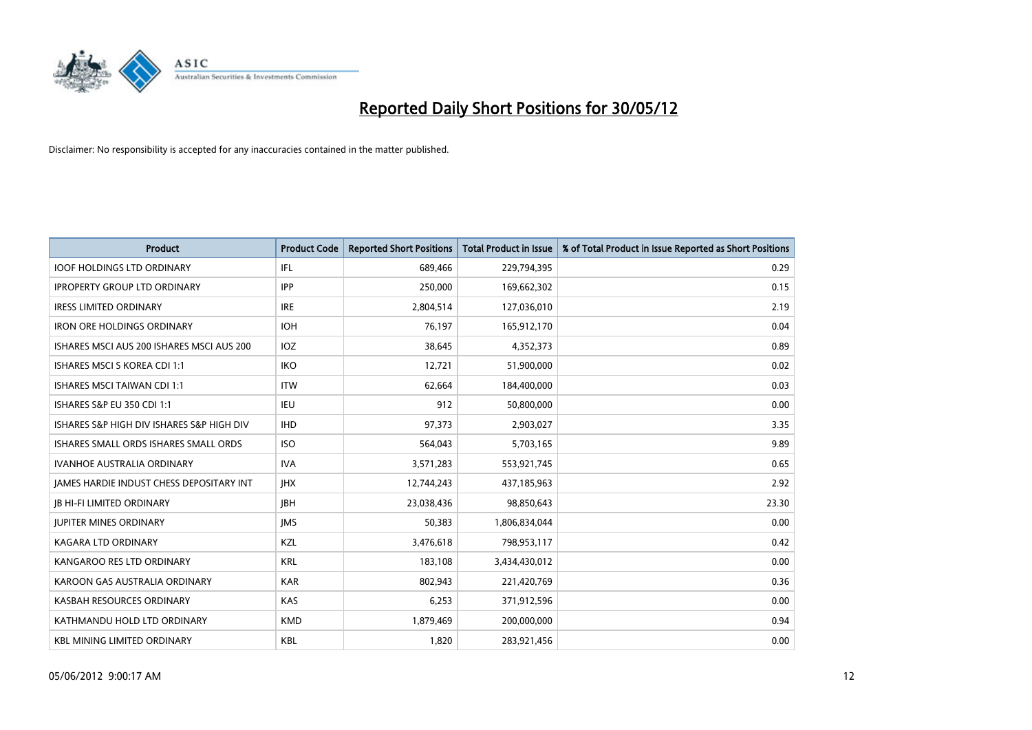# Reported Daily Short Positions for 30/05/12

Disclaimer: No responsibility is accepted for any inaccuracies contained in the matter published.

| Product | Product Code | Reported Short Positions | Total Product in Issue | % of Total Product in Issue Reported as Short Positions |
|---|---|---|---|---|
| IOOF HOLDINGS LTD ORDINARY | IFL | 689,466 | 229,794,395 | 0.29 |
| IPROPERTY GROUP LTD ORDINARY | IPP | 250,000 | 169,662,302 | 0.15 |
| IRESS LIMITED ORDINARY | IRE | 2,804,514 | 127,036,010 | 2.19 |
| IRON ORE HOLDINGS ORDINARY | IOH | 76,197 | 165,912,170 | 0.04 |
| ISHARES MSCI AUS 200 ISHARES MSCI AUS 200 | IOZ | 38,645 | 4,352,373 | 0.89 |
| ISHARES MSCI S KOREA CDI 1:1 | IKO | 12,721 | 51,900,000 | 0.02 |
| ISHARES MSCI TAIWAN CDI 1:1 | ITW | 62,664 | 184,400,000 | 0.03 |
| ISHARES S&P EU 350 CDI 1:1 | IEU | 912 | 50,800,000 | 0.00 |
| ISHARES S&P HIGH DIV ISHARES S&P HIGH DIV | IHD | 97,373 | 2,903,027 | 3.35 |
| ISHARES SMALL ORDS ISHARES SMALL ORDS | ISO | 564,043 | 5,703,165 | 9.89 |
| IVANHOE AUSTRALIA ORDINARY | IVA | 3,571,283 | 553,921,745 | 0.65 |
| JAMES HARDIE INDUST CHESS DEPOSITARY INT | JHX | 12,744,243 | 437,185,963 | 2.92 |
| JB HI-FI LIMITED ORDINARY | JBH | 23,038,436 | 98,850,643 | 23.30 |
| JUPITER MINES ORDINARY | JMS | 50,383 | 1,806,834,044 | 0.00 |
| KAGARA LTD ORDINARY | KZL | 3,476,618 | 798,953,117 | 0.42 |
| KANGAROO RES LTD ORDINARY | KRL | 183,108 | 3,434,430,012 | 0.00 |
| KAROON GAS AUSTRALIA ORDINARY | KAR | 802,943 | 221,420,769 | 0.36 |
| KASBAH RESOURCES ORDINARY | KAS | 6,253 | 371,912,596 | 0.00 |
| KATHMANDU HOLD LTD ORDINARY | KMD | 1,879,469 | 200,000,000 | 0.94 |
| KBL MINING LIMITED ORDINARY | KBL | 1,820 | 283,921,456 | 0.00 |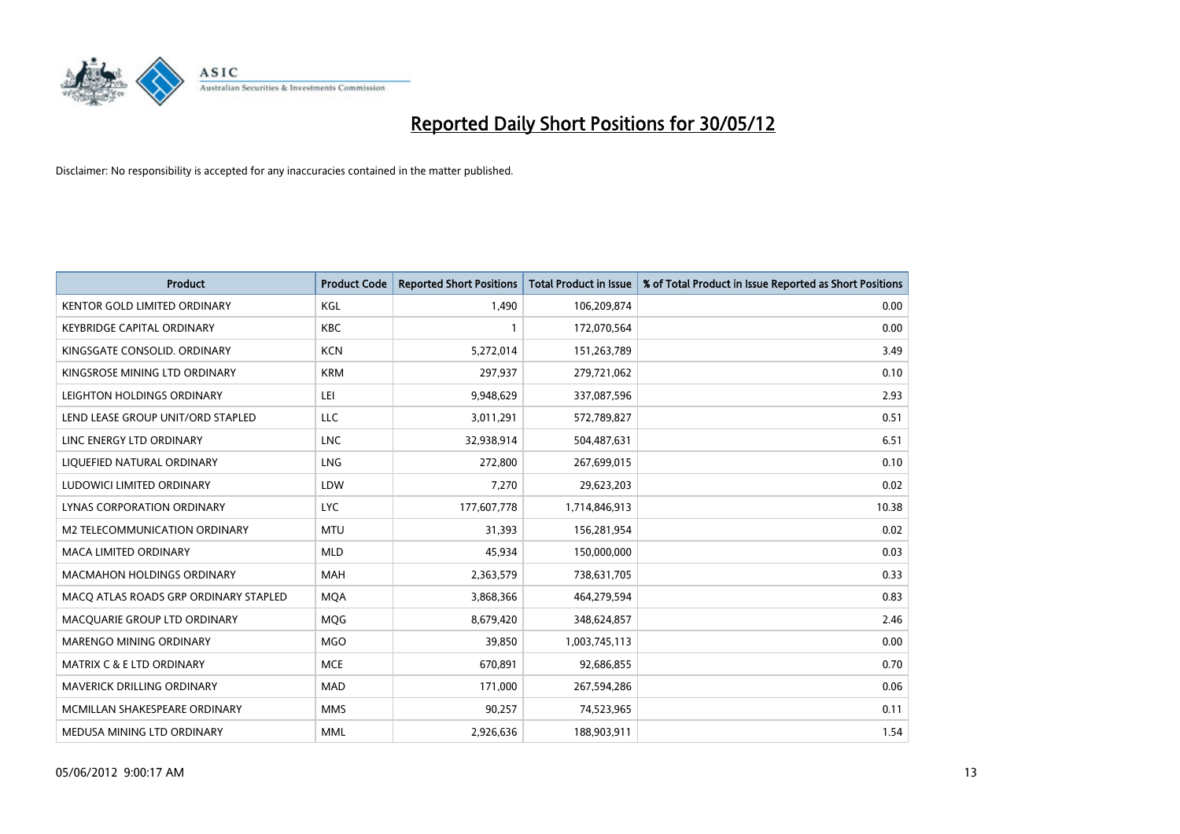# Reported Daily Short Positions for 30/05/12

Disclaimer: No responsibility is accepted for any inaccuracies contained in the matter published.

| Product | Product Code | Reported Short Positions | Total Product in Issue | % of Total Product in Issue Reported as Short Positions |
|---|---|---|---|---|
| KENTOR GOLD LIMITED ORDINARY | KGL | 1,490 | 106,209,874 | 0.00 |
| KEYBRIDGE CAPITAL ORDINARY | KBC | 1 | 172,070,564 | 0.00 |
| KINGSGATE CONSOLID. ORDINARY | KCN | 5,272,014 | 151,263,789 | 3.49 |
| KINGSROSE MINING LTD ORDINARY | KRM | 297,937 | 279,721,062 | 0.10 |
| LEIGHTON HOLDINGS ORDINARY | LEI | 9,948,629 | 337,087,596 | 2.93 |
| LEND LEASE GROUP UNIT/ORD STAPLED | LLC | 3,011,291 | 572,789,827 | 0.51 |
| LINC ENERGY LTD ORDINARY | LNC | 32,938,914 | 504,487,631 | 6.51 |
| LIQUEFIED NATURAL ORDINARY | LNG | 272,800 | 267,699,015 | 0.10 |
| LUDOWICI LIMITED ORDINARY | LDW | 7,270 | 29,623,203 | 0.02 |
| LYNAS CORPORATION ORDINARY | LYC | 177,607,778 | 1,714,846,913 | 10.38 |
| M2 TELECOMMUNICATION ORDINARY | MTU | 31,393 | 156,281,954 | 0.02 |
| MACA LIMITED ORDINARY | MLD | 45,934 | 150,000,000 | 0.03 |
| MACMAHON HOLDINGS ORDINARY | MAH | 2,363,579 | 738,631,705 | 0.33 |
| MACQ ATLAS ROADS GRP ORDINARY STAPLED | MQA | 3,868,366 | 464,279,594 | 0.83 |
| MACQUARIE GROUP LTD ORDINARY | MQG | 8,679,420 | 348,624,857 | 2.46 |
| MARENGO MINING ORDINARY | MGO | 39,850 | 1,003,745,113 | 0.00 |
| MATRIX C & E LTD ORDINARY | MCE | 670,891 | 92,686,855 | 0.70 |
| MAVERICK DRILLING ORDINARY | MAD | 171,000 | 267,594,286 | 0.06 |
| MCMILLAN SHAKESPEARE ORDINARY | MMS | 90,257 | 74,523,965 | 0.11 |
| MEDUSA MINING LTD ORDINARY | MML | 2,926,636 | 188,903,911 | 1.54 |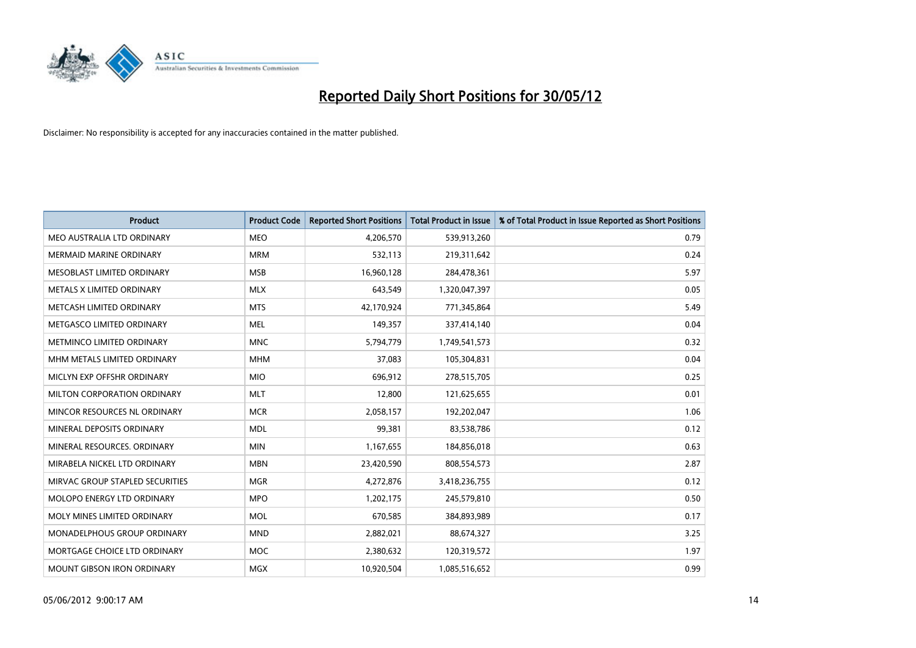# Reported Daily Short Positions for 30/05/12

Disclaimer: No responsibility is accepted for any inaccuracies contained in the matter published.

| Product | Product Code | Reported Short Positions | Total Product in Issue | % of Total Product in Issue Reported as Short Positions |
|---|---|---|---|---|
| MEO AUSTRALIA LTD ORDINARY | MEO | 4,206,570 | 539,913,260 | 0.79 |
| MERMAID MARINE ORDINARY | MRM | 532,113 | 219,311,642 | 0.24 |
| MESOBLAST LIMITED ORDINARY | MSB | 16,960,128 | 284,478,361 | 5.97 |
| METALS X LIMITED ORDINARY | MLX | 643,549 | 1,320,047,397 | 0.05 |
| METCASH LIMITED ORDINARY | MTS | 42,170,924 | 771,345,864 | 5.49 |
| METGASCO LIMITED ORDINARY | MEL | 149,357 | 337,414,140 | 0.04 |
| METMINCO LIMITED ORDINARY | MNC | 5,794,779 | 1,749,541,573 | 0.32 |
| MHM METALS LIMITED ORDINARY | MHM | 37,083 | 105,304,831 | 0.04 |
| MICLYN EXP OFFSHR ORDINARY | MIO | 696,912 | 278,515,705 | 0.25 |
| MILTON CORPORATION ORDINARY | MLT | 12,800 | 121,625,655 | 0.01 |
| MINCOR RESOURCES NL ORDINARY | MCR | 2,058,157 | 192,202,047 | 1.06 |
| MINERAL DEPOSITS ORDINARY | MDL | 99,381 | 83,538,786 | 0.12 |
| MINERAL RESOURCES. ORDINARY | MIN | 1,167,655 | 184,856,018 | 0.63 |
| MIRABELA NICKEL LTD ORDINARY | MBN | 23,420,590 | 808,554,573 | 2.87 |
| MIRVAC GROUP STAPLED SECURITIES | MGR | 4,272,876 | 3,418,236,755 | 0.12 |
| MOLOPO ENERGY LTD ORDINARY | MPO | 1,202,175 | 245,579,810 | 0.50 |
| MOLY MINES LIMITED ORDINARY | MOL | 670,585 | 384,893,989 | 0.17 |
| MONADELPHOUS GROUP ORDINARY | MND | 2,882,021 | 88,674,327 | 3.25 |
| MORTGAGE CHOICE LTD ORDINARY | MOC | 2,380,632 | 120,319,572 | 1.97 |
| MOUNT GIBSON IRON ORDINARY | MGX | 10,920,504 | 1,085,516,652 | 0.99 |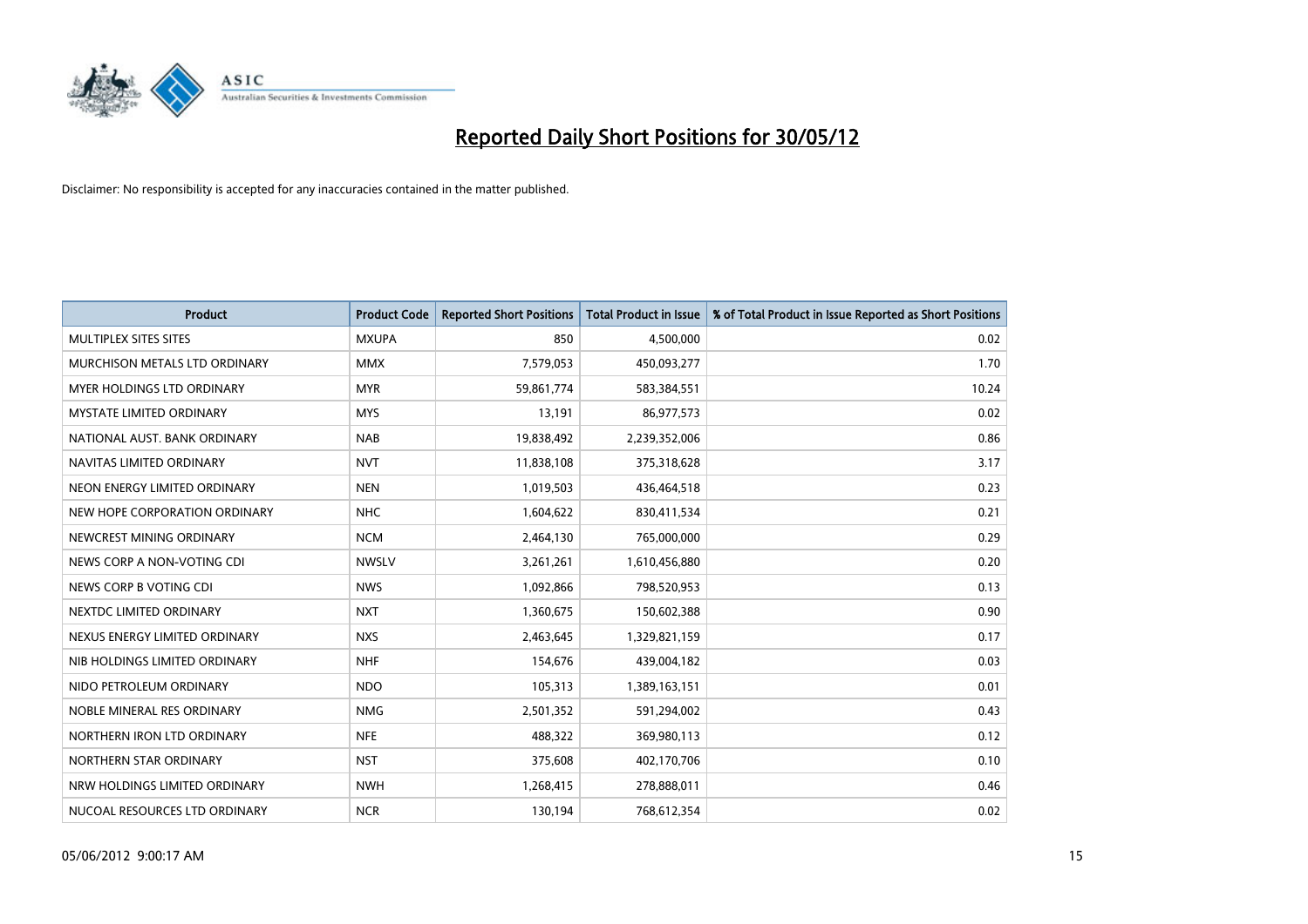# Reported Daily Short Positions for 30/05/12

Disclaimer: No responsibility is accepted for any inaccuracies contained in the matter published.

| Product | Product Code | Reported Short Positions | Total Product in Issue | % of Total Product in Issue Reported as Short Positions |
|---|---|---|---|---|
| MULTIPLEX SITES SITES | MXUPA | 850 | 4,500,000 | 0.02 |
| MURCHISON METALS LTD ORDINARY | MMX | 7,579,053 | 450,093,277 | 1.70 |
| MYER HOLDINGS LTD ORDINARY | MYR | 59,861,774 | 583,384,551 | 10.24 |
| MYSTATE LIMITED ORDINARY | MYS | 13,191 | 86,977,573 | 0.02 |
| NATIONAL AUST. BANK ORDINARY | NAB | 19,838,492 | 2,239,352,006 | 0.86 |
| NAVITAS LIMITED ORDINARY | NVT | 11,838,108 | 375,318,628 | 3.17 |
| NEON ENERGY LIMITED ORDINARY | NEN | 1,019,503 | 436,464,518 | 0.23 |
| NEW HOPE CORPORATION ORDINARY | NHC | 1,604,622 | 830,411,534 | 0.21 |
| NEWCREST MINING ORDINARY | NCM | 2,464,130 | 765,000,000 | 0.29 |
| NEWS CORP A NON-VOTING CDI | NWSLV | 3,261,261 | 1,610,456,880 | 0.20 |
| NEWS CORP B VOTING CDI | NWS | 1,092,866 | 798,520,953 | 0.13 |
| NEXTDC LIMITED ORDINARY | NXT | 1,360,675 | 150,602,388 | 0.90 |
| NEXUS ENERGY LIMITED ORDINARY | NXS | 2,463,645 | 1,329,821,159 | 0.17 |
| NIB HOLDINGS LIMITED ORDINARY | NHF | 154,676 | 439,004,182 | 0.03 |
| NIDO PETROLEUM ORDINARY | NDO | 105,313 | 1,389,163,151 | 0.01 |
| NOBLE MINERAL RES ORDINARY | NMG | 2,501,352 | 591,294,002 | 0.43 |
| NORTHERN IRON LTD ORDINARY | NFE | 488,322 | 369,980,113 | 0.12 |
| NORTHERN STAR ORDINARY | NST | 375,608 | 402,170,706 | 0.10 |
| NRW HOLDINGS LIMITED ORDINARY | NWH | 1,268,415 | 278,888,011 | 0.46 |
| NUCOAL RESOURCES LTD ORDINARY | NCR | 130,194 | 768,612,354 | 0.02 |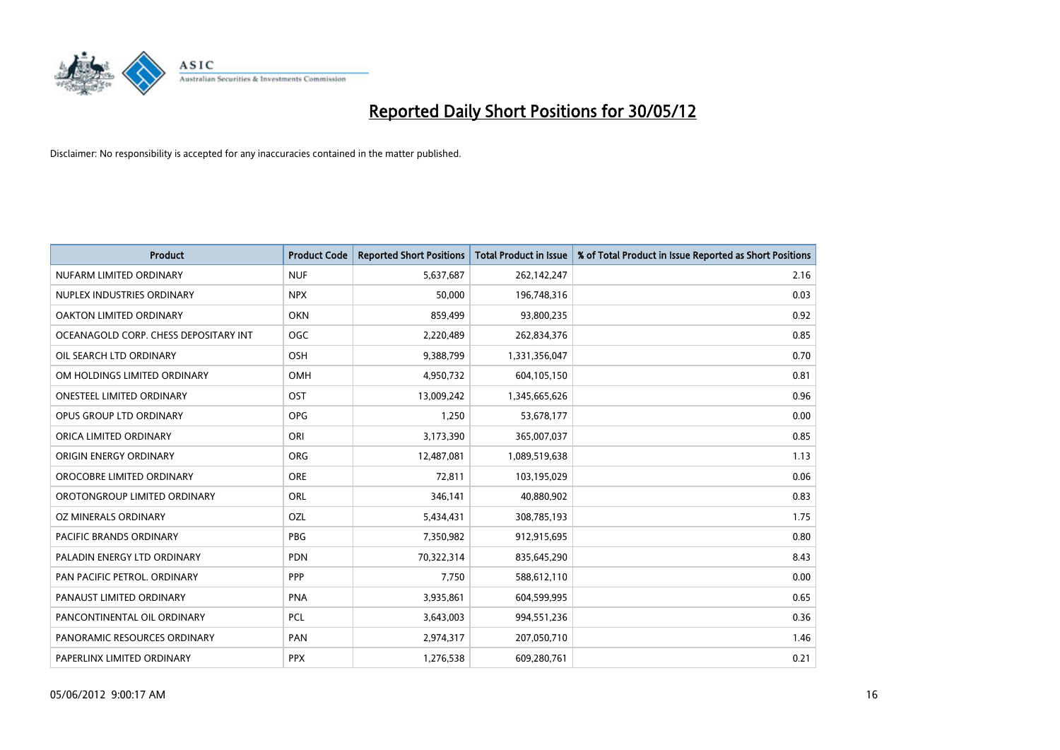# Reported Daily Short Positions for 30/05/12

Disclaimer: No responsibility is accepted for any inaccuracies contained in the matter published.

| Product | Product Code | Reported Short Positions | Total Product in Issue | % of Total Product in Issue Reported as Short Positions |
|---|---|---|---|---|
| NUFARM LIMITED ORDINARY | NUF | 5,637,687 | 262,142,247 | 2.16 |
| NUPLEX INDUSTRIES ORDINARY | NPX | 50,000 | 196,748,316 | 0.03 |
| OAKTON LIMITED ORDINARY | OKN | 859,499 | 93,800,235 | 0.92 |
| OCEANAGOLD CORP. CHESS DEPOSITARY INT | OGC | 2,220,489 | 262,834,376 | 0.85 |
| OIL SEARCH LTD ORDINARY | OSH | 9,388,799 | 1,331,356,047 | 0.70 |
| OM HOLDINGS LIMITED ORDINARY | OMH | 4,950,732 | 604,105,150 | 0.81 |
| ONESTEEL LIMITED ORDINARY | OST | 13,009,242 | 1,345,665,626 | 0.96 |
| OPUS GROUP LTD ORDINARY | OPG | 1,250 | 53,678,177 | 0.00 |
| ORICA LIMITED ORDINARY | ORI | 3,173,390 | 365,007,037 | 0.85 |
| ORIGIN ENERGY ORDINARY | ORG | 12,487,081 | 1,089,519,638 | 1.13 |
| OROCOBRE LIMITED ORDINARY | ORE | 72,811 | 103,195,029 | 0.06 |
| OROTONGROUP LIMITED ORDINARY | ORL | 346,141 | 40,880,902 | 0.83 |
| OZ MINERALS ORDINARY | OZL | 5,434,431 | 308,785,193 | 1.75 |
| PACIFIC BRANDS ORDINARY | PBG | 7,350,982 | 912,915,695 | 0.80 |
| PALADIN ENERGY LTD ORDINARY | PDN | 70,322,314 | 835,645,290 | 8.43 |
| PAN PACIFIC PETROL. ORDINARY | PPP | 7,750 | 588,612,110 | 0.00 |
| PANAUST LIMITED ORDINARY | PNA | 3,935,861 | 604,599,995 | 0.65 |
| PANCONTINENTAL OIL ORDINARY | PCL | 3,643,003 | 994,551,236 | 0.36 |
| PANORAMIC RESOURCES ORDINARY | PAN | 2,974,317 | 207,050,710 | 1.46 |
| PAPERLINX LIMITED ORDINARY | PPX | 1,276,538 | 609,280,761 | 0.21 |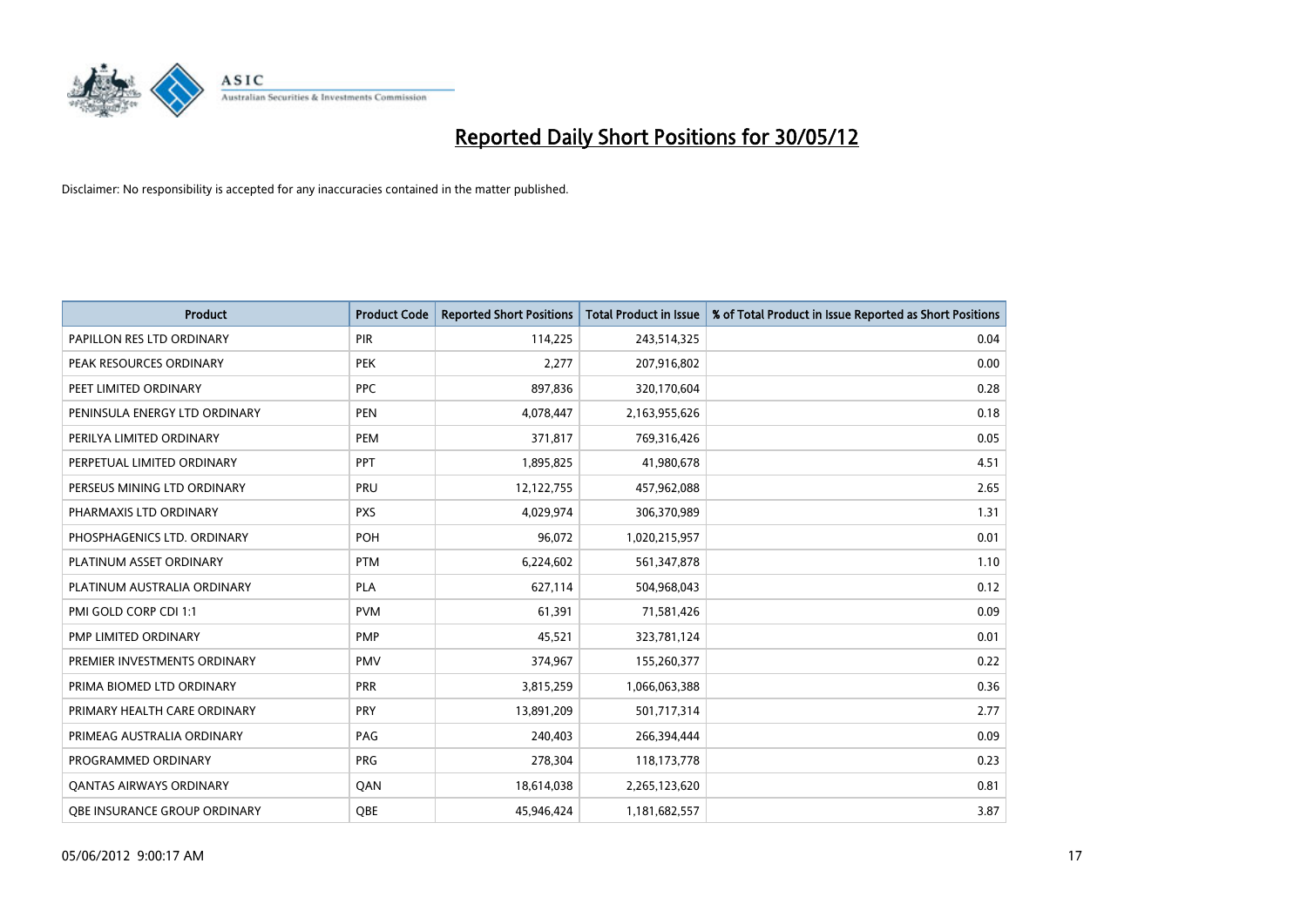# Reported Daily Short Positions for 30/05/12

Disclaimer: No responsibility is accepted for any inaccuracies contained in the matter published.

| Product | Product Code | Reported Short Positions | Total Product in Issue | % of Total Product in Issue Reported as Short Positions |
|---|---|---|---|---|
| PAPILLON RES LTD ORDINARY | PIR | 114,225 | 243,514,325 | 0.04 |
| PEAK RESOURCES ORDINARY | PEK | 2,277 | 207,916,802 | 0.00 |
| PEET LIMITED ORDINARY | PPC | 897,836 | 320,170,604 | 0.28 |
| PENINSULA ENERGY LTD ORDINARY | PEN | 4,078,447 | 2,163,955,626 | 0.18 |
| PERILYA LIMITED ORDINARY | PEM | 371,817 | 769,316,426 | 0.05 |
| PERPETUAL LIMITED ORDINARY | PPT | 1,895,825 | 41,980,678 | 4.51 |
| PERSEUS MINING LTD ORDINARY | PRU | 12,122,755 | 457,962,088 | 2.65 |
| PHARMAXIS LTD ORDINARY | PXS | 4,029,974 | 306,370,989 | 1.31 |
| PHOSPHAGENICS LTD. ORDINARY | POH | 96,072 | 1,020,215,957 | 0.01 |
| PLATINUM ASSET ORDINARY | PTM | 6,224,602 | 561,347,878 | 1.10 |
| PLATINUM AUSTRALIA ORDINARY | PLA | 627,114 | 504,968,043 | 0.12 |
| PMI GOLD CORP CDI 1:1 | PVM | 61,391 | 71,581,426 | 0.09 |
| PMP LIMITED ORDINARY | PMP | 45,521 | 323,781,124 | 0.01 |
| PREMIER INVESTMENTS ORDINARY | PMV | 374,967 | 155,260,377 | 0.22 |
| PRIMA BIOMED LTD ORDINARY | PRR | 3,815,259 | 1,066,063,388 | 0.36 |
| PRIMARY HEALTH CARE ORDINARY | PRY | 13,891,209 | 501,717,314 | 2.77 |
| PRIMEAG AUSTRALIA ORDINARY | PAG | 240,403 | 266,394,444 | 0.09 |
| PROGRAMMED ORDINARY | PRG | 278,304 | 118,173,778 | 0.23 |
| QANTAS AIRWAYS ORDINARY | QAN | 18,614,038 | 2,265,123,620 | 0.81 |
| QBE INSURANCE GROUP ORDINARY | QBE | 45,946,424 | 1,181,682,557 | 3.87 |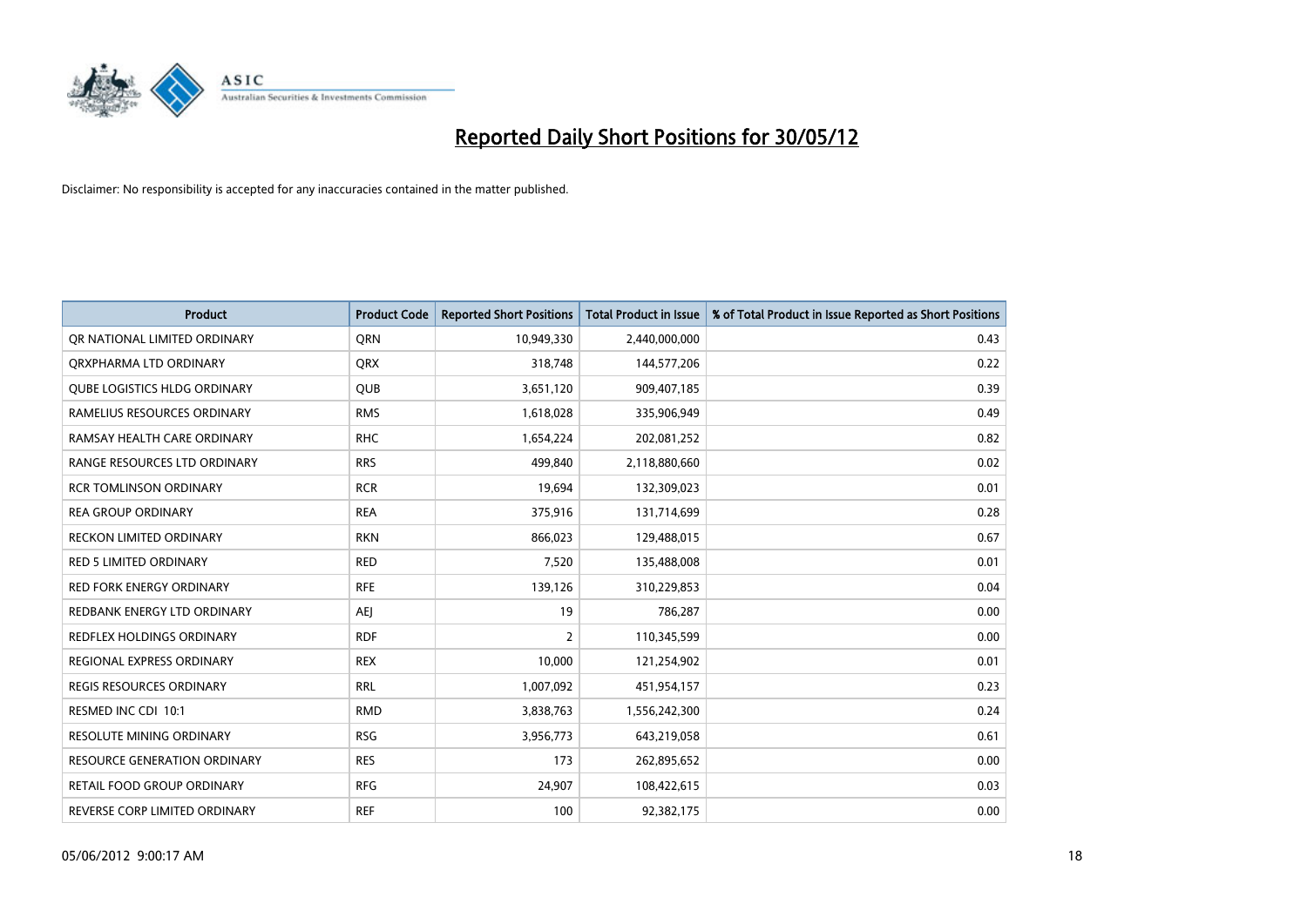# Reported Daily Short Positions for 30/05/12

Disclaimer: No responsibility is accepted for any inaccuracies contained in the matter published.

| Product | Product Code | Reported Short Positions | Total Product in Issue | % of Total Product in Issue Reported as Short Positions |
|---|---|---|---|---|
| QR NATIONAL LIMITED ORDINARY | QRN | 10,949,330 | 2,440,000,000 | 0.43 |
| QRXPHARMA LTD ORDINARY | QRX | 318,748 | 144,577,206 | 0.22 |
| QUBE LOGISTICS HLDG ORDINARY | QUB | 3,651,120 | 909,407,185 | 0.39 |
| RAMELIUS RESOURCES ORDINARY | RMS | 1,618,028 | 335,906,949 | 0.49 |
| RAMSAY HEALTH CARE ORDINARY | RHC | 1,654,224 | 202,081,252 | 0.82 |
| RANGE RESOURCES LTD ORDINARY | RRS | 499,840 | 2,118,880,660 | 0.02 |
| RCR TOMLINSON ORDINARY | RCR | 19,694 | 132,309,023 | 0.01 |
| REA GROUP ORDINARY | REA | 375,916 | 131,714,699 | 0.28 |
| RECKON LIMITED ORDINARY | RKN | 866,023 | 129,488,015 | 0.67 |
| RED 5 LIMITED ORDINARY | RED | 7,520 | 135,488,008 | 0.01 |
| RED FORK ENERGY ORDINARY | RFE | 139,126 | 310,229,853 | 0.04 |
| REDBANK ENERGY LTD ORDINARY | AEJ | 19 | 786,287 | 0.00 |
| REDFLEX HOLDINGS ORDINARY | RDF | 2 | 110,345,599 | 0.00 |
| REGIONAL EXPRESS ORDINARY | REX | 10,000 | 121,254,902 | 0.01 |
| REGIS RESOURCES ORDINARY | RRL | 1,007,092 | 451,954,157 | 0.23 |
| RESMED INC CDI 10:1 | RMD | 3,838,763 | 1,556,242,300 | 0.24 |
| RESOLUTE MINING ORDINARY | RSG | 3,956,773 | 643,219,058 | 0.61 |
| RESOURCE GENERATION ORDINARY | RES | 173 | 262,895,652 | 0.00 |
| RETAIL FOOD GROUP ORDINARY | RFG | 24,907 | 108,422,615 | 0.03 |
| REVERSE CORP LIMITED ORDINARY | REF | 100 | 92,382,175 | 0.00 |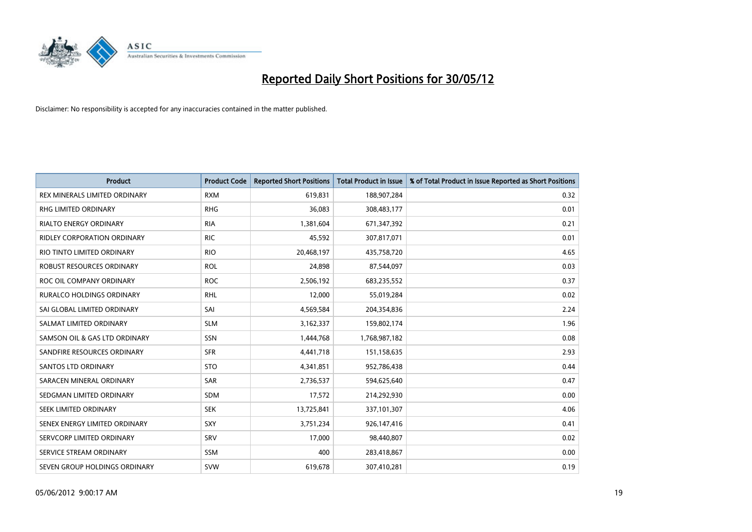# Reported Daily Short Positions for 30/05/12

Disclaimer: No responsibility is accepted for any inaccuracies contained in the matter published.

| Product | Product Code | Reported Short Positions | Total Product in Issue | % of Total Product in Issue Reported as Short Positions |
|---|---|---|---|---|
| REX MINERALS LIMITED ORDINARY | RXM | 619,831 | 188,907,284 | 0.32 |
| RHG LIMITED ORDINARY | RHG | 36,083 | 308,483,177 | 0.01 |
| RIALTO ENERGY ORDINARY | RIA | 1,381,604 | 671,347,392 | 0.21 |
| RIDLEY CORPORATION ORDINARY | RIC | 45,592 | 307,817,071 | 0.01 |
| RIO TINTO LIMITED ORDINARY | RIO | 20,468,197 | 435,758,720 | 4.65 |
| ROBUST RESOURCES ORDINARY | ROL | 24,898 | 87,544,097 | 0.03 |
| ROC OIL COMPANY ORDINARY | ROC | 2,506,192 | 683,235,552 | 0.37 |
| RURALCO HOLDINGS ORDINARY | RHL | 12,000 | 55,019,284 | 0.02 |
| SAI GLOBAL LIMITED ORDINARY | SAI | 4,569,584 | 204,354,836 | 2.24 |
| SALMAT LIMITED ORDINARY | SLM | 3,162,337 | 159,802,174 | 1.96 |
| SAMSON OIL & GAS LTD ORDINARY | SSN | 1,444,768 | 1,768,987,182 | 0.08 |
| SANDFIRE RESOURCES ORDINARY | SFR | 4,441,718 | 151,158,635 | 2.93 |
| SANTOS LTD ORDINARY | STO | 4,341,851 | 952,786,438 | 0.44 |
| SARACEN MINERAL ORDINARY | SAR | 2,736,537 | 594,625,640 | 0.47 |
| SEDGMAN LIMITED ORDINARY | SDM | 17,572 | 214,292,930 | 0.00 |
| SEEK LIMITED ORDINARY | SEK | 13,725,841 | 337,101,307 | 4.06 |
| SENEX ENERGY LIMITED ORDINARY | SXY | 3,751,234 | 926,147,416 | 0.41 |
| SERVCORP LIMITED ORDINARY | SRV | 17,000 | 98,440,807 | 0.02 |
| SERVICE STREAM ORDINARY | SSM | 400 | 283,418,867 | 0.00 |
| SEVEN GROUP HOLDINGS ORDINARY | SVW | 619,678 | 307,410,281 | 0.19 |

05/06/2012 9:00:17 AM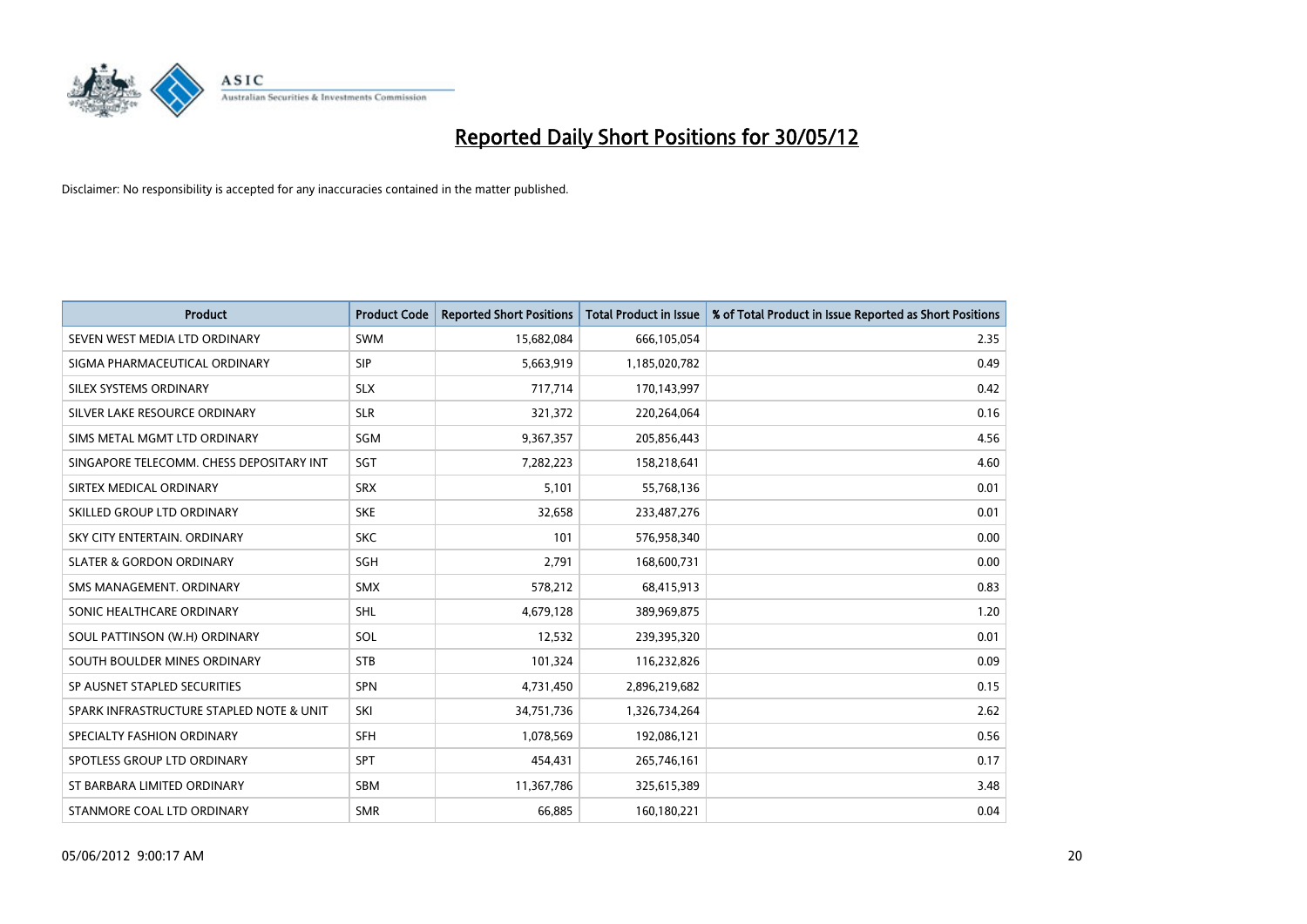# Reported Daily Short Positions for 30/05/12

Disclaimer: No responsibility is accepted for any inaccuracies contained in the matter published.

| Product | Product Code | Reported Short Positions | Total Product in Issue | % of Total Product in Issue Reported as Short Positions |
|---|---|---|---|---|
| SEVEN WEST MEDIA LTD ORDINARY | SWM | 15,682,084 | 666,105,054 | 2.35 |
| SIGMA PHARMACEUTICAL ORDINARY | SIP | 5,663,919 | 1,185,020,782 | 0.49 |
| SILEX SYSTEMS ORDINARY | SLX | 717,714 | 170,143,997 | 0.42 |
| SILVER LAKE RESOURCE ORDINARY | SLR | 321,372 | 220,264,064 | 0.16 |
| SIMS METAL MGMT LTD ORDINARY | SGM | 9,367,357 | 205,856,443 | 4.56 |
| SINGAPORE TELECOMM. CHESS DEPOSITARY INT | SGT | 7,282,223 | 158,218,641 | 4.60 |
| SIRTEX MEDICAL ORDINARY | SRX | 5,101 | 55,768,136 | 0.01 |
| SKILLED GROUP LTD ORDINARY | SKE | 32,658 | 233,487,276 | 0.01 |
| SKY CITY ENTERTAIN. ORDINARY | SKC | 101 | 576,958,340 | 0.00 |
| SLATER & GORDON ORDINARY | SGH | 2,791 | 168,600,731 | 0.00 |
| SMS MANAGEMENT. ORDINARY | SMX | 578,212 | 68,415,913 | 0.83 |
| SONIC HEALTHCARE ORDINARY | SHL | 4,679,128 | 389,969,875 | 1.20 |
| SOUL PATTINSON (W.H) ORDINARY | SOL | 12,532 | 239,395,320 | 0.01 |
| SOUTH BOULDER MINES ORDINARY | STB | 101,324 | 116,232,826 | 0.09 |
| SP AUSNET STAPLED SECURITIES | SPN | 4,731,450 | 2,896,219,682 | 0.15 |
| SPARK INFRASTRUCTURE STAPLED NOTE & UNIT | SKI | 34,751,736 | 1,326,734,264 | 2.62 |
| SPECIALTY FASHION ORDINARY | SFH | 1,078,569 | 192,086,121 | 0.56 |
| SPOTLESS GROUP LTD ORDINARY | SPT | 454,431 | 265,746,161 | 0.17 |
| ST BARBARA LIMITED ORDINARY | SBM | 11,367,786 | 325,615,389 | 3.48 |
| STANMORE COAL LTD ORDINARY | SMR | 66,885 | 160,180,221 | 0.04 |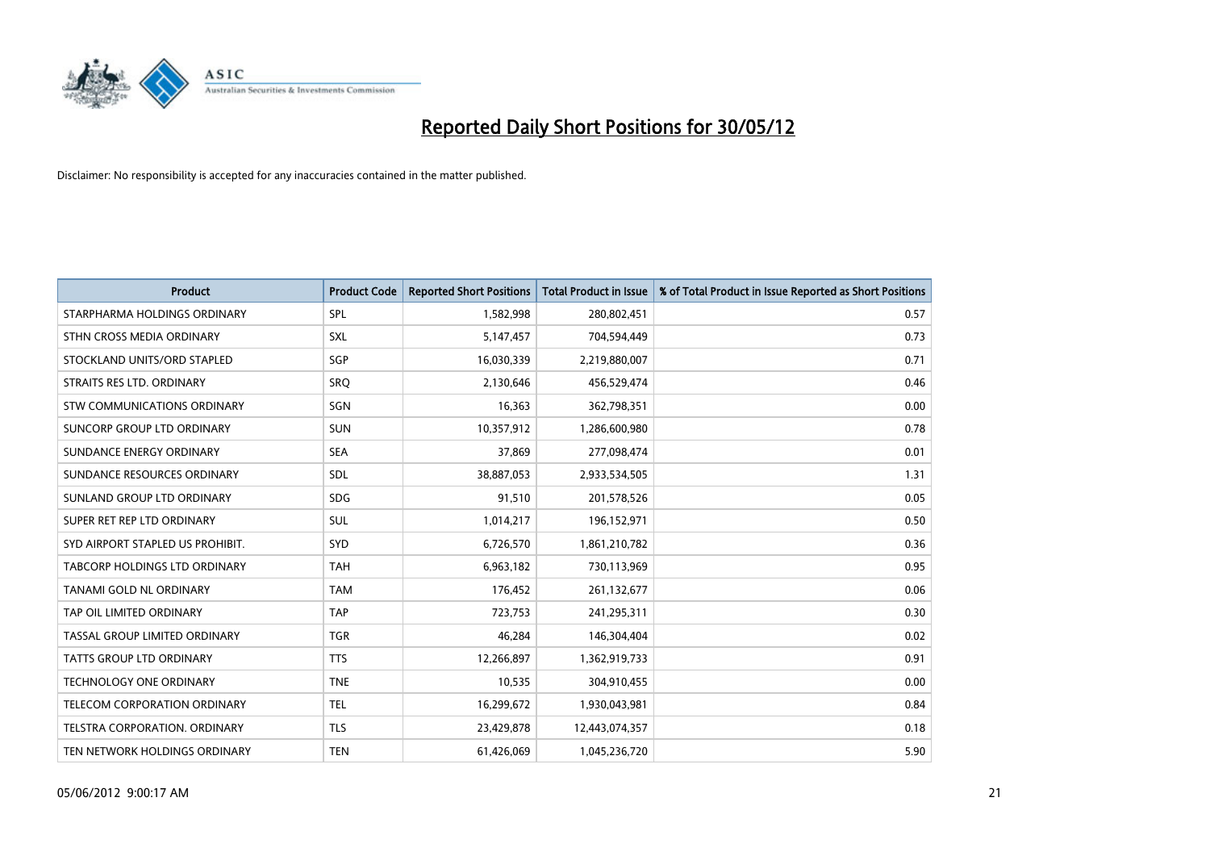# Reported Daily Short Positions for 30/05/12

Disclaimer: No responsibility is accepted for any inaccuracies contained in the matter published.

| Product | Product Code | Reported Short Positions | Total Product in Issue | % of Total Product in Issue Reported as Short Positions |
|---|---|---|---|---|
| STARPHARMA HOLDINGS ORDINARY | SPL | 1,582,998 | 280,802,451 | 0.57 |
| STHN CROSS MEDIA ORDINARY | SXL | 5,147,457 | 704,594,449 | 0.73 |
| STOCKLAND UNITS/ORD STAPLED | SGP | 16,030,339 | 2,219,880,007 | 0.71 |
| STRAITS RES LTD. ORDINARY | SRQ | 2,130,646 | 456,529,474 | 0.46 |
| STW COMMUNICATIONS ORDINARY | SGN | 16,363 | 362,798,351 | 0.00 |
| SUNCORP GROUP LTD ORDINARY | SUN | 10,357,912 | 1,286,600,980 | 0.78 |
| SUNDANCE ENERGY ORDINARY | SEA | 37,869 | 277,098,474 | 0.01 |
| SUNDANCE RESOURCES ORDINARY | SDL | 38,887,053 | 2,933,534,505 | 1.31 |
| SUNLAND GROUP LTD ORDINARY | SDG | 91,510 | 201,578,526 | 0.05 |
| SUPER RET REP LTD ORDINARY | SUL | 1,014,217 | 196,152,971 | 0.50 |
| SYD AIRPORT STAPLED US PROHIBIT. | SYD | 6,726,570 | 1,861,210,782 | 0.36 |
| TABCORP HOLDINGS LTD ORDINARY | TAH | 6,963,182 | 730,113,969 | 0.95 |
| TANAMI GOLD NL ORDINARY | TAM | 176,452 | 261,132,677 | 0.06 |
| TAP OIL LIMITED ORDINARY | TAP | 723,753 | 241,295,311 | 0.30 |
| TASSAL GROUP LIMITED ORDINARY | TGR | 46,284 | 146,304,404 | 0.02 |
| TATTS GROUP LTD ORDINARY | TTS | 12,266,897 | 1,362,919,733 | 0.91 |
| TECHNOLOGY ONE ORDINARY | TNE | 10,535 | 304,910,455 | 0.00 |
| TELECOM CORPORATION ORDINARY | TEL | 16,299,672 | 1,930,043,981 | 0.84 |
| TELSTRA CORPORATION. ORDINARY | TLS | 23,429,878 | 12,443,074,357 | 0.18 |
| TEN NETWORK HOLDINGS ORDINARY | TEN | 61,426,069 | 1,045,236,720 | 5.90 |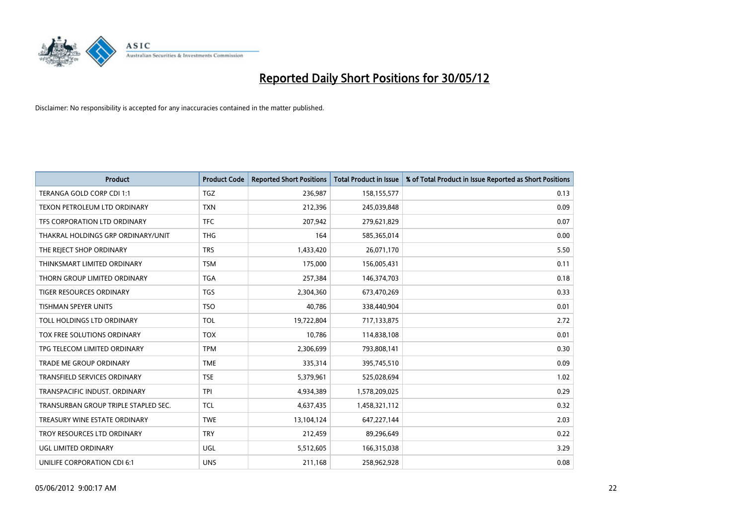# Reported Daily Short Positions for 30/05/12

Disclaimer: No responsibility is accepted for any inaccuracies contained in the matter published.

| Product | Product Code | Reported Short Positions | Total Product in Issue | % of Total Product in Issue Reported as Short Positions |
|---|---|---|---|---|
| TERANGA GOLD CORP CDI 1:1 | TGZ | 236,987 | 158,155,577 | 0.13 |
| TEXON PETROLEUM LTD ORDINARY | TXN | 212,396 | 245,039,848 | 0.09 |
| TFS CORPORATION LTD ORDINARY | TFC | 207,942 | 279,621,829 | 0.07 |
| THAKRAL HOLDINGS GRP ORDINARY/UNIT | THG | 164 | 585,365,014 | 0.00 |
| THE REJECT SHOP ORDINARY | TRS | 1,433,420 | 26,071,170 | 5.50 |
| THINKSMART LIMITED ORDINARY | TSM | 175,000 | 156,005,431 | 0.11 |
| THORN GROUP LIMITED ORDINARY | TGA | 257,384 | 146,374,703 | 0.18 |
| TIGER RESOURCES ORDINARY | TGS | 2,304,360 | 673,470,269 | 0.33 |
| TISHMAN SPEYER UNITS | TSO | 40,786 | 338,440,904 | 0.01 |
| TOLL HOLDINGS LTD ORDINARY | TOL | 19,722,804 | 717,133,875 | 2.72 |
| TOX FREE SOLUTIONS ORDINARY | TOX | 10,786 | 114,838,108 | 0.01 |
| TPG TELECOM LIMITED ORDINARY | TPM | 2,306,699 | 793,808,141 | 0.30 |
| TRADE ME GROUP ORDINARY | TME | 335,314 | 395,745,510 | 0.09 |
| TRANSFIELD SERVICES ORDINARY | TSE | 5,379,961 | 525,028,694 | 1.02 |
| TRANSPACIFIC INDUST. ORDINARY | TPI | 4,934,389 | 1,578,209,025 | 0.29 |
| TRANSURBAN GROUP TRIPLE STAPLED SEC. | TCL | 4,637,435 | 1,458,321,112 | 0.32 |
| TREASURY WINE ESTATE ORDINARY | TWE | 13,104,124 | 647,227,144 | 2.03 |
| TROY RESOURCES LTD ORDINARY | TRY | 212,459 | 89,296,649 | 0.22 |
| UGL LIMITED ORDINARY | UGL | 5,512,605 | 166,315,038 | 3.29 |
| UNILIFE CORPORATION CDI 6:1 | UNS | 211,168 | 258,962,928 | 0.08 |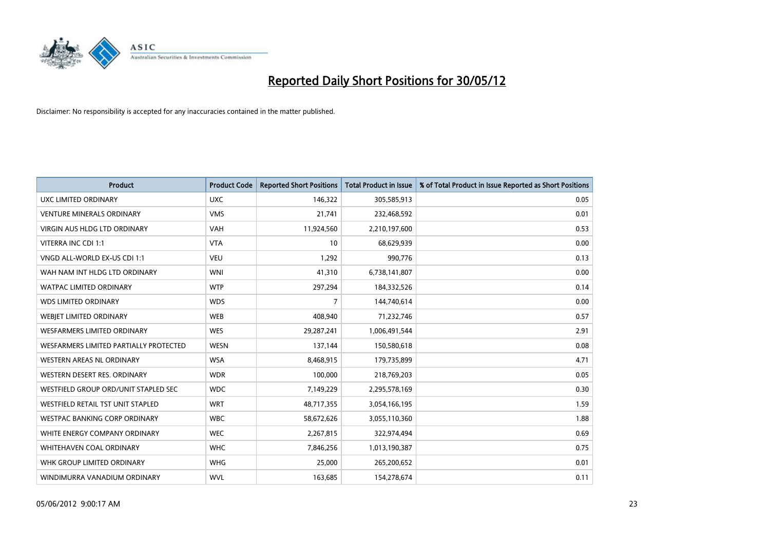# Reported Daily Short Positions for 30/05/12

Disclaimer: No responsibility is accepted for any inaccuracies contained in the matter published.

| Product | Product Code | Reported Short Positions | Total Product in Issue | % of Total Product in Issue Reported as Short Positions |
|---|---|---|---|---|
| UXC LIMITED ORDINARY | UXC | 146,322 | 305,585,913 | 0.05 |
| VENTURE MINERALS ORDINARY | VMS | 21,741 | 232,468,592 | 0.01 |
| VIRGIN AUS HLDG LTD ORDINARY | VAH | 11,924,560 | 2,210,197,600 | 0.53 |
| VITERRA INC CDI 1:1 | VTA | 10 | 68,629,939 | 0.00 |
| VNGD ALL-WORLD EX-US CDI 1:1 | VEU | 1,292 | 990,776 | 0.13 |
| WAH NAM INT HLDG LTD ORDINARY | WNI | 41,310 | 6,738,141,807 | 0.00 |
| WATPAC LIMITED ORDINARY | WTP | 297,294 | 184,332,526 | 0.14 |
| WDS LIMITED ORDINARY | WDS | 7 | 144,740,614 | 0.00 |
| WEBJET LIMITED ORDINARY | WEB | 408,940 | 71,232,746 | 0.57 |
| WESFARMERS LIMITED ORDINARY | WES | 29,287,241 | 1,006,491,544 | 2.91 |
| WESFARMERS LIMITED PARTIALLY PROTECTED | WESN | 137,144 | 150,580,618 | 0.08 |
| WESTERN AREAS NL ORDINARY | WSA | 8,468,915 | 179,735,899 | 4.71 |
| WESTERN DESERT RES. ORDINARY | WDR | 100,000 | 218,769,203 | 0.05 |
| WESTFIELD GROUP ORD/UNIT STAPLED SEC | WDC | 7,149,229 | 2,295,578,169 | 0.30 |
| WESTFIELD RETAIL TST UNIT STAPLED | WRT | 48,717,355 | 3,054,166,195 | 1.59 |
| WESTPAC BANKING CORP ORDINARY | WBC | 58,672,626 | 3,055,110,360 | 1.88 |
| WHITE ENERGY COMPANY ORDINARY | WEC | 2,267,815 | 322,974,494 | 0.69 |
| WHITEHAVEN COAL ORDINARY | WHC | 7,846,256 | 1,013,190,387 | 0.75 |
| WHK GROUP LIMITED ORDINARY | WHG | 25,000 | 265,200,652 | 0.01 |
| WINDIMURRA VANADIUM ORDINARY | WVL | 163,685 | 154,278,674 | 0.11 |

05/06/2012 9:00:17 AM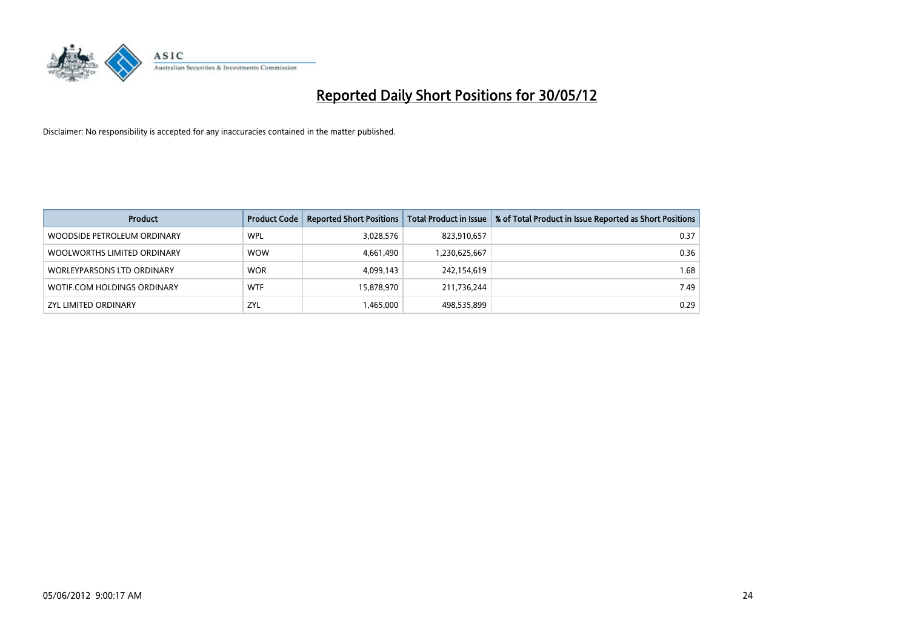# Reported Daily Short Positions for 30/05/12

Disclaimer: No responsibility is accepted for any inaccuracies contained in the matter published.

| Product | Product Code | Reported Short Positions | Total Product in Issue | % of Total Product in Issue Reported as Short Positions |
| --- | --- | --- | --- | --- |
| WOODSIDE PETROLEUM ORDINARY | WPL | 3,028,576 | 823,910,657 | 0.37 |
| WOOLWORTHS LIMITED ORDINARY | WOW | 4,661,490 | 1,230,625,667 | 0.36 |
| WORLEYPARSONS LTD ORDINARY | WOR | 4,099,143 | 242,154,619 | 1.68 |
| WOTIF.COM HOLDINGS ORDINARY | WTF | 15,878,970 | 211,736,244 | 7.49 |
| ZYL LIMITED ORDINARY | ZYL | 1,465,000 | 498,535,899 | 0.29 |

05/06/2012 9:00:17 AM